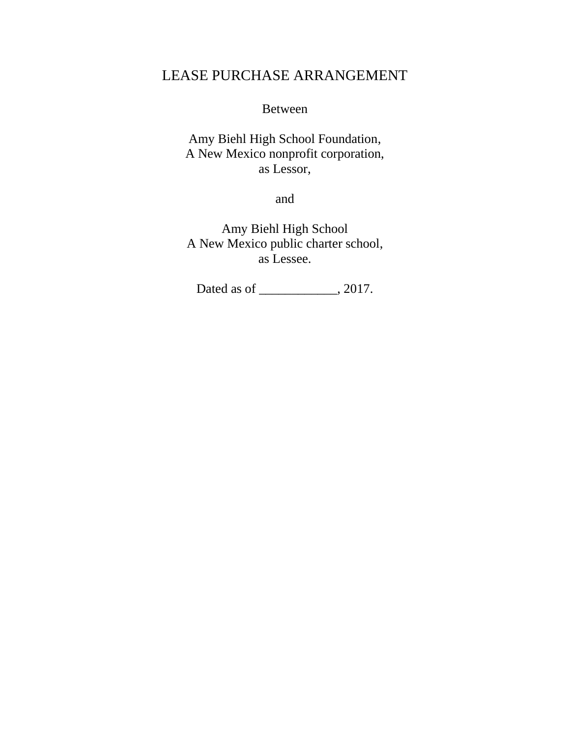# LEASE PURCHASE ARRANGEMENT

Between

Amy Biehl High School Foundation,
A New Mexico nonprofit corporation,
as Lessor,

and

Amy Biehl High School
A New Mexico public charter school,
as Lessee.

Dated as of ____________, 2017.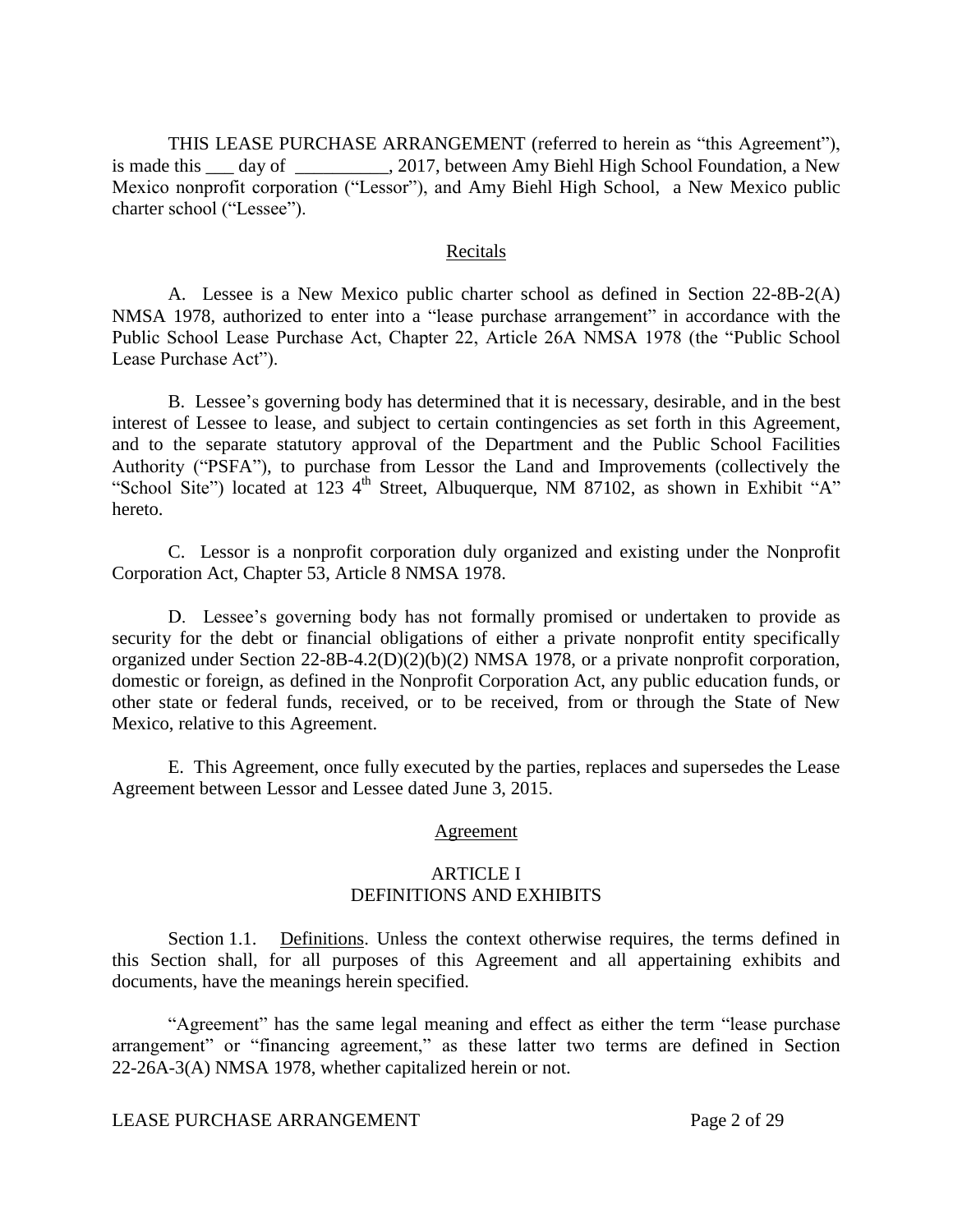THIS LEASE PURCHASE ARRANGEMENT (referred to herein as "this Agreement"), is made this ___ day of __________, 2017, between Amy Biehl High School Foundation, a New Mexico nonprofit corporation ("Lessor"), and Amy Biehl High School, a New Mexico public charter school ("Lessee").

## Recitals

A. Lessee is a New Mexico public charter school as defined in Section 22-8B-2(A) NMSA 1978, authorized to enter into a "lease purchase arrangement" in accordance with the Public School Lease Purchase Act, Chapter 22, Article 26A NMSA 1978 (the "Public School Lease Purchase Act").

B. Lessee's governing body has determined that it is necessary, desirable, and in the best interest of Lessee to lease, and subject to certain contingencies as set forth in this Agreement, and to the separate statutory approval of the Department and the Public School Facilities Authority ("PSFA"), to purchase from Lessor the Land and Improvements (collectively the "School Site") located at 123 4th Street, Albuquerque, NM 87102, as shown in Exhibit "A" hereto.

C. Lessor is a nonprofit corporation duly organized and existing under the Nonprofit Corporation Act, Chapter 53, Article 8 NMSA 1978.

D. Lessee's governing body has not formally promised or undertaken to provide as security for the debt or financial obligations of either a private nonprofit entity specifically organized under Section 22-8B-4.2(D)(2)(b)(2) NMSA 1978, or a private nonprofit corporation, domestic or foreign, as defined in the Nonprofit Corporation Act, any public education funds, or other state or federal funds, received, or to be received, from or through the State of New Mexico, relative to this Agreement.

E. This Agreement, once fully executed by the parties, replaces and supersedes the Lease Agreement between Lessor and Lessee dated June 3, 2015.

## Agreement

### ARTICLE I
### DEFINITIONS AND EXHIBITS

Section 1.1. Definitions. Unless the context otherwise requires, the terms defined in this Section shall, for all purposes of this Agreement and all appertaining exhibits and documents, have the meanings herein specified.

"Agreement" has the same legal meaning and effect as either the term "lease purchase arrangement" or "financing agreement," as these latter two terms are defined in Section 22-26A-3(A) NMSA 1978, whether capitalized herein or not.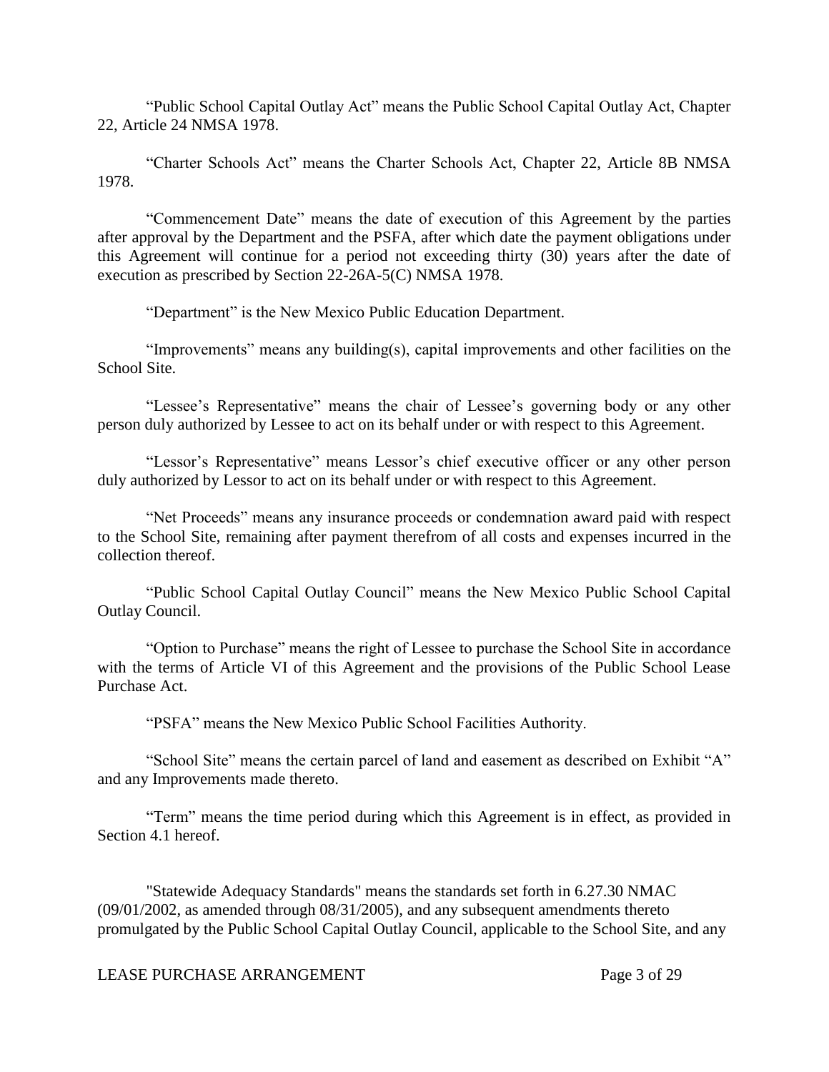"Public School Capital Outlay Act" means the Public School Capital Outlay Act, Chapter 22, Article 24 NMSA 1978.

"Charter Schools Act" means the Charter Schools Act, Chapter 22, Article 8B NMSA 1978.

"Commencement Date" means the date of execution of this Agreement by the parties after approval by the Department and the PSFA, after which date the payment obligations under this Agreement will continue for a period not exceeding thirty (30) years after the date of execution as prescribed by Section 22-26A-5(C) NMSA 1978.

"Department" is the New Mexico Public Education Department.

"Improvements" means any building(s), capital improvements and other facilities on the School Site.

"Lessee's Representative" means the chair of Lessee's governing body or any other person duly authorized by Lessee to act on its behalf under or with respect to this Agreement.

"Lessor's Representative" means Lessor's chief executive officer or any other person duly authorized by Lessor to act on its behalf under or with respect to this Agreement.

"Net Proceeds" means any insurance proceeds or condemnation award paid with respect to the School Site, remaining after payment therefrom of all costs and expenses incurred in the collection thereof.

"Public School Capital Outlay Council" means the New Mexico Public School Capital Outlay Council.

"Option to Purchase" means the right of Lessee to purchase the School Site in accordance with the terms of Article VI of this Agreement and the provisions of the Public School Lease Purchase Act.

"PSFA" means the New Mexico Public School Facilities Authority.

"School Site" means the certain parcel of land and easement as described on Exhibit "A" and any Improvements made thereto.

"Term" means the time period during which this Agreement is in effect, as provided in Section 4.1 hereof.

"Statewide Adequacy Standards" means the standards set forth in 6.27.30 NMAC (09/01/2002, as amended through 08/31/2005), and any subsequent amendments thereto promulgated by the Public School Capital Outlay Council, applicable to the School Site, and any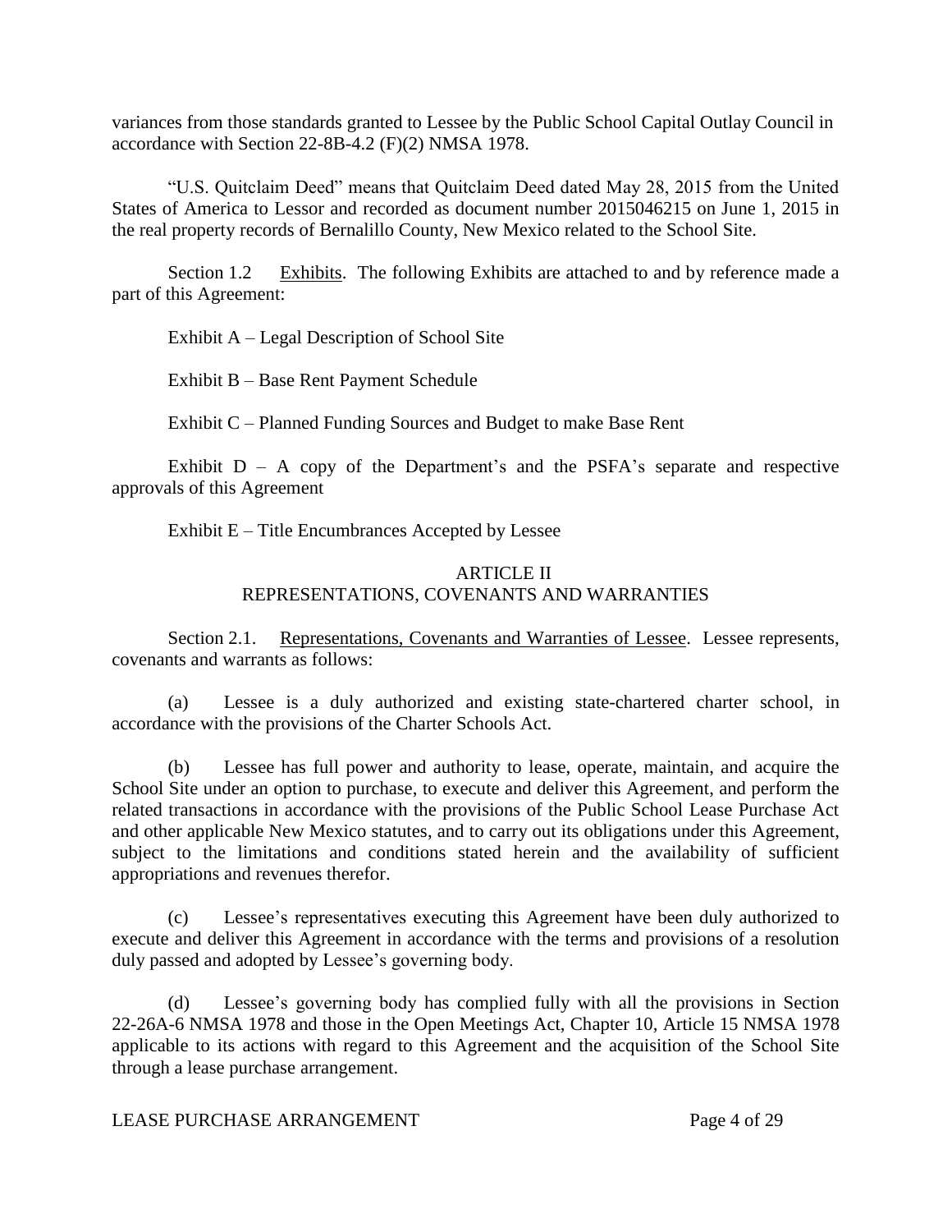variances from those standards granted to Lessee by the Public School Capital Outlay Council in accordance with Section 22-8B-4.2 (F)(2) NMSA 1978.

"U.S. Quitclaim Deed" means that Quitclaim Deed dated May 28, 2015 from the United States of America to Lessor and recorded as document number 2015046215 on June 1, 2015 in the real property records of Bernalillo County, New Mexico related to the School Site.

Section 1.2 Exhibits. The following Exhibits are attached to and by reference made a part of this Agreement:

Exhibit A – Legal Description of School Site

Exhibit B – Base Rent Payment Schedule

Exhibit C – Planned Funding Sources and Budget to make Base Rent

Exhibit D – A copy of the Department's and the PSFA's separate and respective approvals of this Agreement

Exhibit E – Title Encumbrances Accepted by Lessee

## ARTICLE II
## REPRESENTATIONS, COVENANTS AND WARRANTIES

Section 2.1. Representations, Covenants and Warranties of Lessee. Lessee represents, covenants and warrants as follows:

(a) Lessee is a duly authorized and existing state-chartered charter school, in accordance with the provisions of the Charter Schools Act.

(b) Lessee has full power and authority to lease, operate, maintain, and acquire the School Site under an option to purchase, to execute and deliver this Agreement, and perform the related transactions in accordance with the provisions of the Public School Lease Purchase Act and other applicable New Mexico statutes, and to carry out its obligations under this Agreement, subject to the limitations and conditions stated herein and the availability of sufficient appropriations and revenues therefor.

(c) Lessee's representatives executing this Agreement have been duly authorized to execute and deliver this Agreement in accordance with the terms and provisions of a resolution duly passed and adopted by Lessee's governing body.

(d) Lessee's governing body has complied fully with all the provisions in Section 22-26A-6 NMSA 1978 and those in the Open Meetings Act, Chapter 10, Article 15 NMSA 1978 applicable to its actions with regard to this Agreement and the acquisition of the School Site through a lease purchase arrangement.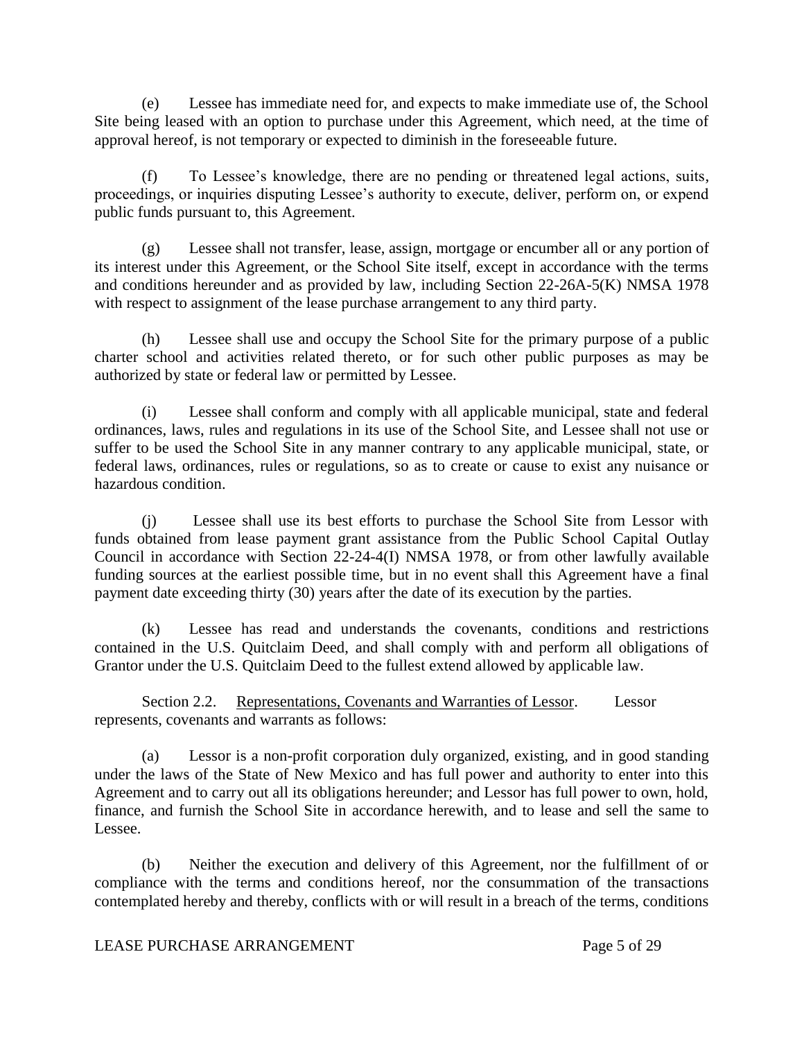(e) Lessee has immediate need for, and expects to make immediate use of, the School Site being leased with an option to purchase under this Agreement, which need, at the time of approval hereof, is not temporary or expected to diminish in the foreseeable future.

(f) To Lessee's knowledge, there are no pending or threatened legal actions, suits, proceedings, or inquiries disputing Lessee's authority to execute, deliver, perform on, or expend public funds pursuant to, this Agreement.

(g) Lessee shall not transfer, lease, assign, mortgage or encumber all or any portion of its interest under this Agreement, or the School Site itself, except in accordance with the terms and conditions hereunder and as provided by law, including Section 22-26A-5(K) NMSA 1978 with respect to assignment of the lease purchase arrangement to any third party.

(h) Lessee shall use and occupy the School Site for the primary purpose of a public charter school and activities related thereto, or for such other public purposes as may be authorized by state or federal law or permitted by Lessee.

(i) Lessee shall conform and comply with all applicable municipal, state and federal ordinances, laws, rules and regulations in its use of the School Site, and Lessee shall not use or suffer to be used the School Site in any manner contrary to any applicable municipal, state, or federal laws, ordinances, rules or regulations, so as to create or cause to exist any nuisance or hazardous condition.

(j) Lessee shall use its best efforts to purchase the School Site from Lessor with funds obtained from lease payment grant assistance from the Public School Capital Outlay Council in accordance with Section 22-24-4(I) NMSA 1978, or from other lawfully available funding sources at the earliest possible time, but in no event shall this Agreement have a final payment date exceeding thirty (30) years after the date of its execution by the parties.

(k) Lessee has read and understands the covenants, conditions and restrictions contained in the U.S. Quitclaim Deed, and shall comply with and perform all obligations of Grantor under the U.S. Quitclaim Deed to the fullest extend allowed by applicable law.

Section 2.2. Representations, Covenants and Warranties of Lessor. Lessor represents, covenants and warrants as follows:

(a) Lessor is a non-profit corporation duly organized, existing, and in good standing under the laws of the State of New Mexico and has full power and authority to enter into this Agreement and to carry out all its obligations hereunder; and Lessor has full power to own, hold, finance, and furnish the School Site in accordance herewith, and to lease and sell the same to Lessee.

(b) Neither the execution and delivery of this Agreement, nor the fulfillment of or compliance with the terms and conditions hereof, nor the consummation of the transactions contemplated hereby and thereby, conflicts with or will result in a breach of the terms, conditions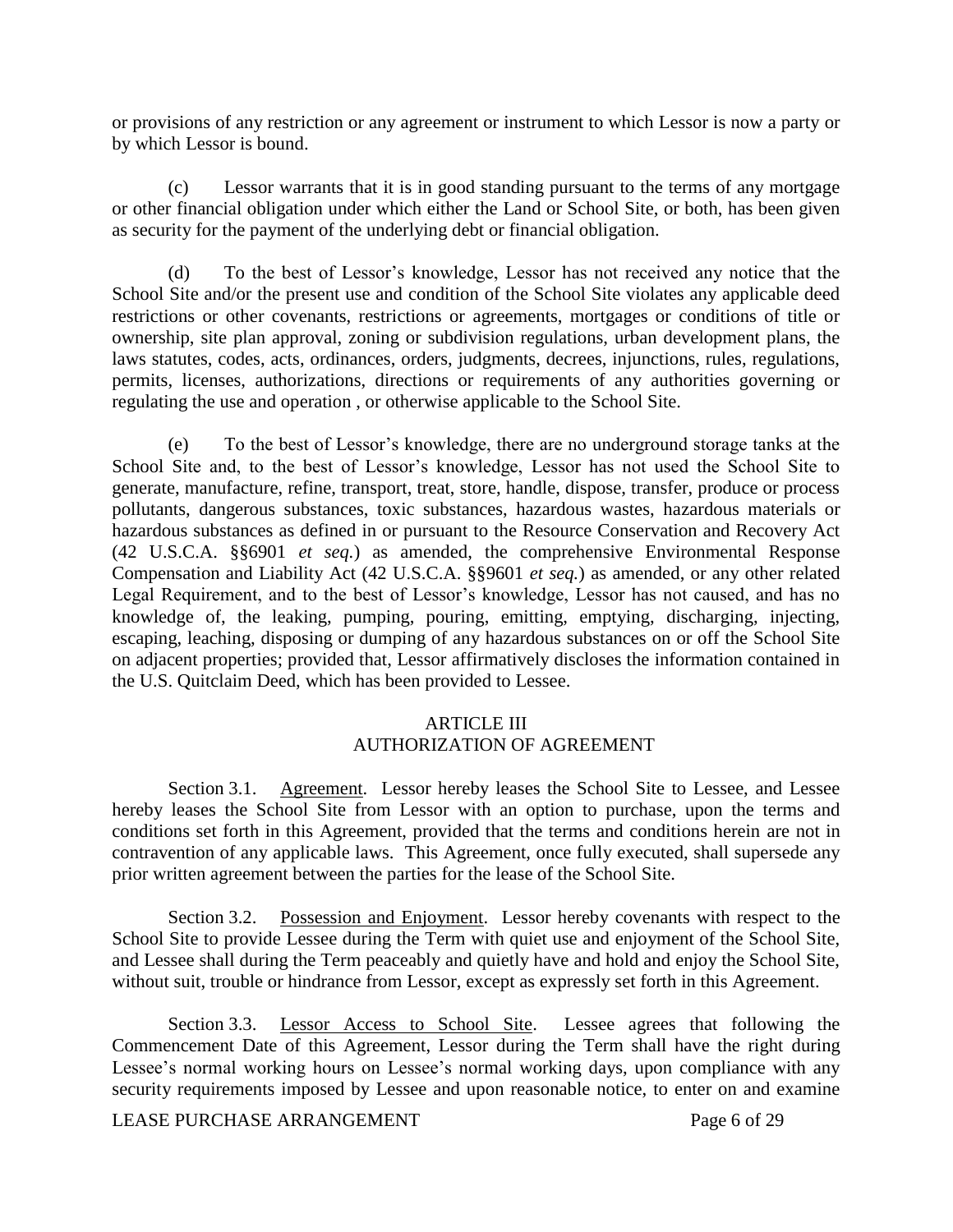or provisions of any restriction or any agreement or instrument to which Lessor is now a party or by which Lessor is bound.

(c) Lessor warrants that it is in good standing pursuant to the terms of any mortgage or other financial obligation under which either the Land or School Site, or both, has been given as security for the payment of the underlying debt or financial obligation.

(d) To the best of Lessor's knowledge, Lessor has not received any notice that the School Site and/or the present use and condition of the School Site violates any applicable deed restrictions or other covenants, restrictions or agreements, mortgages or conditions of title or ownership, site plan approval, zoning or subdivision regulations, urban development plans, the laws statutes, codes, acts, ordinances, orders, judgments, decrees, injunctions, rules, regulations, permits, licenses, authorizations, directions or requirements of any authorities governing or regulating the use and operation , or otherwise applicable to the School Site.

(e) To the best of Lessor's knowledge, there are no underground storage tanks at the School Site and, to the best of Lessor's knowledge, Lessor has not used the School Site to generate, manufacture, refine, transport, treat, store, handle, dispose, transfer, produce or process pollutants, dangerous substances, toxic substances, hazardous wastes, hazardous materials or hazardous substances as defined in or pursuant to the Resource Conservation and Recovery Act (42 U.S.C.A. §§6901 *et seq.*) as amended, the comprehensive Environmental Response Compensation and Liability Act (42 U.S.C.A. §§9601 *et seq.*) as amended, or any other related Legal Requirement, and to the best of Lessor's knowledge, Lessor has not caused, and has no knowledge of, the leaking, pumping, pouring, emitting, emptying, discharging, injecting, escaping, leaching, disposing or dumping of any hazardous substances on or off the School Site on adjacent properties; provided that, Lessor affirmatively discloses the information contained in the U.S. Quitclaim Deed, which has been provided to Lessee.

## ARTICLE III
## AUTHORIZATION OF AGREEMENT

Section 3.1. Agreement. Lessor hereby leases the School Site to Lessee, and Lessee hereby leases the School Site from Lessor with an option to purchase, upon the terms and conditions set forth in this Agreement, provided that the terms and conditions herein are not in contravention of any applicable laws. This Agreement, once fully executed, shall supersede any prior written agreement between the parties for the lease of the School Site.

Section 3.2. Possession and Enjoyment. Lessor hereby covenants with respect to the School Site to provide Lessee during the Term with quiet use and enjoyment of the School Site, and Lessee shall during the Term peaceably and quietly have and hold and enjoy the School Site, without suit, trouble or hindrance from Lessor, except as expressly set forth in this Agreement.

Section 3.3. Lessor Access to School Site. Lessee agrees that following the Commencement Date of this Agreement, Lessor during the Term shall have the right during Lessee's normal working hours on Lessee's normal working days, upon compliance with any security requirements imposed by Lessee and upon reasonable notice, to enter on and examine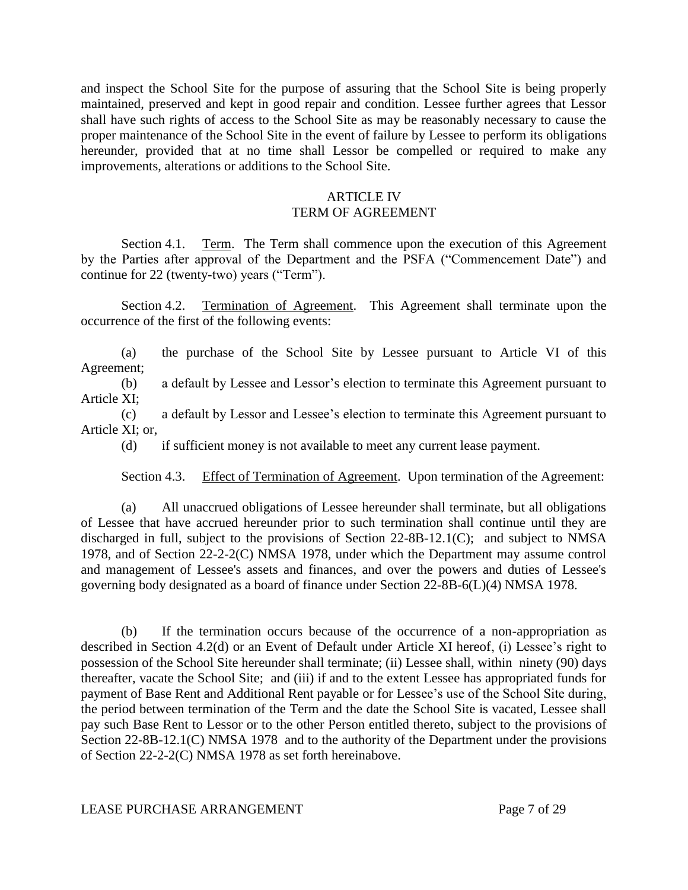and inspect the School Site for the purpose of assuring that the School Site is being properly maintained, preserved and kept in good repair and condition. Lessee further agrees that Lessor shall have such rights of access to the School Site as may be reasonably necessary to cause the proper maintenance of the School Site in the event of failure by Lessee to perform its obligations hereunder, provided that at no time shall Lessor be compelled or required to make any improvements, alterations or additions to the School Site.

## ARTICLE IV
## TERM OF AGREEMENT

Section 4.1. Term. The Term shall commence upon the execution of this Agreement by the Parties after approval of the Department and the PSFA ("Commencement Date") and continue for 22 (twenty-two) years ("Term").

Section 4.2. Termination of Agreement. This Agreement shall terminate upon the occurrence of the first of the following events:

(a) the purchase of the School Site by Lessee pursuant to Article VI of this Agreement;

(b) a default by Lessee and Lessor's election to terminate this Agreement pursuant to Article XI;

(c) a default by Lessor and Lessee's election to terminate this Agreement pursuant to Article XI; or,

(d) if sufficient money is not available to meet any current lease payment.

Section 4.3. Effect of Termination of Agreement. Upon termination of the Agreement:

(a) All unaccrued obligations of Lessee hereunder shall terminate, but all obligations of Lessee that have accrued hereunder prior to such termination shall continue until they are discharged in full, subject to the provisions of Section 22-8B-12.1(C); and subject to NMSA 1978, and of Section 22-2-2(C) NMSA 1978, under which the Department may assume control and management of Lessee's assets and finances, and over the powers and duties of Lessee's governing body designated as a board of finance under Section 22-8B-6(L)(4) NMSA 1978.

(b) If the termination occurs because of the occurrence of a non-appropriation as described in Section 4.2(d) or an Event of Default under Article XI hereof, (i) Lessee's right to possession of the School Site hereunder shall terminate; (ii) Lessee shall, within ninety (90) days thereafter, vacate the School Site; and (iii) if and to the extent Lessee has appropriated funds for payment of Base Rent and Additional Rent payable or for Lessee's use of the School Site during, the period between termination of the Term and the date the School Site is vacated, Lessee shall pay such Base Rent to Lessor or to the other Person entitled thereto, subject to the provisions of Section 22-8B-12.1(C) NMSA 1978 and to the authority of the Department under the provisions of Section 22-2-2(C) NMSA 1978 as set forth hereinabove.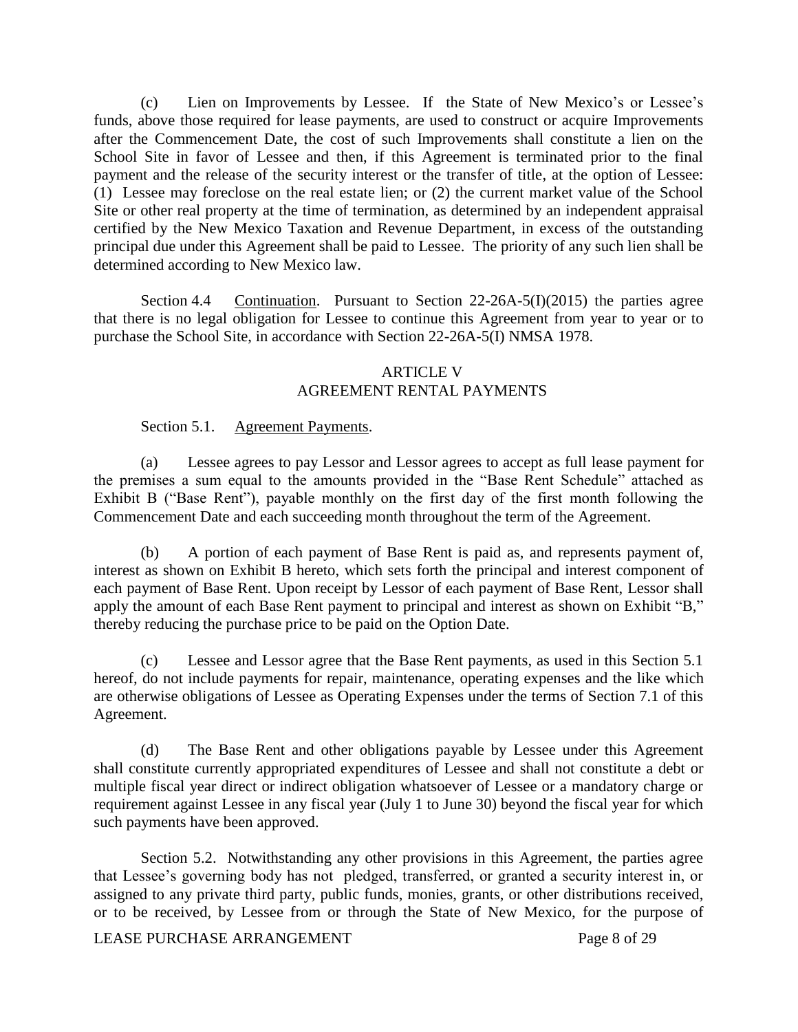(c) Lien on Improvements by Lessee. If the State of New Mexico's or Lessee's funds, above those required for lease payments, are used to construct or acquire Improvements after the Commencement Date, the cost of such Improvements shall constitute a lien on the School Site in favor of Lessee and then, if this Agreement is terminated prior to the final payment and the release of the security interest or the transfer of title, at the option of Lessee: (1) Lessee may foreclose on the real estate lien; or (2) the current market value of the School Site or other real property at the time of termination, as determined by an independent appraisal certified by the New Mexico Taxation and Revenue Department, in excess of the outstanding principal due under this Agreement shall be paid to Lessee. The priority of any such lien shall be determined according to New Mexico law.

Section 4.4 Continuation. Pursuant to Section 22-26A-5(I)(2015) the parties agree that there is no legal obligation for Lessee to continue this Agreement from year to year or to purchase the School Site, in accordance with Section 22-26A-5(I) NMSA 1978.

## ARTICLE V
## AGREEMENT RENTAL PAYMENTS

Section 5.1. Agreement Payments.

(a) Lessee agrees to pay Lessor and Lessor agrees to accept as full lease payment for the premises a sum equal to the amounts provided in the "Base Rent Schedule" attached as Exhibit B ("Base Rent"), payable monthly on the first day of the first month following the Commencement Date and each succeeding month throughout the term of the Agreement.

(b) A portion of each payment of Base Rent is paid as, and represents payment of, interest as shown on Exhibit B hereto, which sets forth the principal and interest component of each payment of Base Rent. Upon receipt by Lessor of each payment of Base Rent, Lessor shall apply the amount of each Base Rent payment to principal and interest as shown on Exhibit "B," thereby reducing the purchase price to be paid on the Option Date.

(c) Lessee and Lessor agree that the Base Rent payments, as used in this Section 5.1 hereof, do not include payments for repair, maintenance, operating expenses and the like which are otherwise obligations of Lessee as Operating Expenses under the terms of Section 7.1 of this Agreement.

(d) The Base Rent and other obligations payable by Lessee under this Agreement shall constitute currently appropriated expenditures of Lessee and shall not constitute a debt or multiple fiscal year direct or indirect obligation whatsoever of Lessee or a mandatory charge or requirement against Lessee in any fiscal year (July 1 to June 30) beyond the fiscal year for which such payments have been approved.

Section 5.2. Notwithstanding any other provisions in this Agreement, the parties agree that Lessee's governing body has not pledged, transferred, or granted a security interest in, or assigned to any private third party, public funds, monies, grants, or other distributions received, or to be received, by Lessee from or through the State of New Mexico, for the purpose of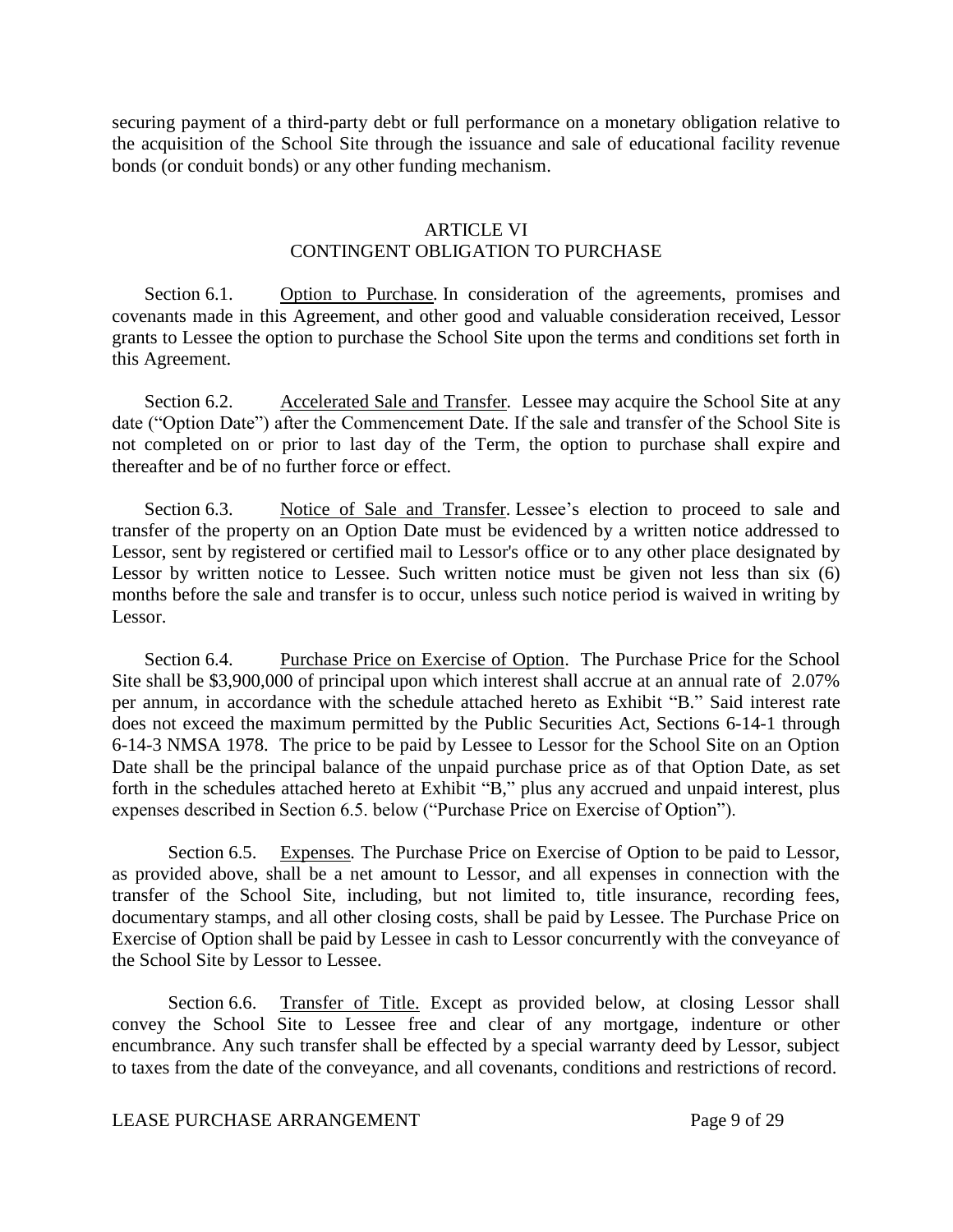securing payment of a third-party debt or full performance on a monetary obligation relative to the acquisition of the School Site through the issuance and sale of educational facility revenue bonds (or conduit bonds) or any other funding mechanism.

## ARTICLE VI
## CONTINGENT OBLIGATION TO PURCHASE

Section 6.1. Option to Purchase. In consideration of the agreements, promises and covenants made in this Agreement, and other good and valuable consideration received, Lessor grants to Lessee the option to purchase the School Site upon the terms and conditions set forth in this Agreement.

Section 6.2. Accelerated Sale and Transfer. Lessee may acquire the School Site at any date ("Option Date") after the Commencement Date. If the sale and transfer of the School Site is not completed on or prior to last day of the Term, the option to purchase shall expire and thereafter and be of no further force or effect.

Section 6.3. Notice of Sale and Transfer. Lessee's election to proceed to sale and transfer of the property on an Option Date must be evidenced by a written notice addressed to Lessor, sent by registered or certified mail to Lessor's office or to any other place designated by Lessor by written notice to Lessee. Such written notice must be given not less than six (6) months before the sale and transfer is to occur, unless such notice period is waived in writing by Lessor.

Section 6.4. Purchase Price on Exercise of Option. The Purchase Price for the School Site shall be $3,900,000 of principal upon which interest shall accrue at an annual rate of 2.07% per annum, in accordance with the schedule attached hereto as Exhibit "B." Said interest rate does not exceed the maximum permitted by the Public Securities Act, Sections 6-14-1 through 6-14-3 NMSA 1978. The price to be paid by Lessee to Lessor for the School Site on an Option Date shall be the principal balance of the unpaid purchase price as of that Option Date, as set forth in the schedules attached hereto at Exhibit "B," plus any accrued and unpaid interest, plus expenses described in Section 6.5. below ("Purchase Price on Exercise of Option").

Section 6.5. Expenses. The Purchase Price on Exercise of Option to be paid to Lessor, as provided above, shall be a net amount to Lessor, and all expenses in connection with the transfer of the School Site, including, but not limited to, title insurance, recording fees, documentary stamps, and all other closing costs, shall be paid by Lessee. The Purchase Price on Exercise of Option shall be paid by Lessee in cash to Lessor concurrently with the conveyance of the School Site by Lessor to Lessee.

Section 6.6. Transfer of Title. Except as provided below, at closing Lessor shall convey the School Site to Lessee free and clear of any mortgage, indenture or other encumbrance. Any such transfer shall be effected by a special warranty deed by Lessor, subject to taxes from the date of the conveyance, and all covenants, conditions and restrictions of record.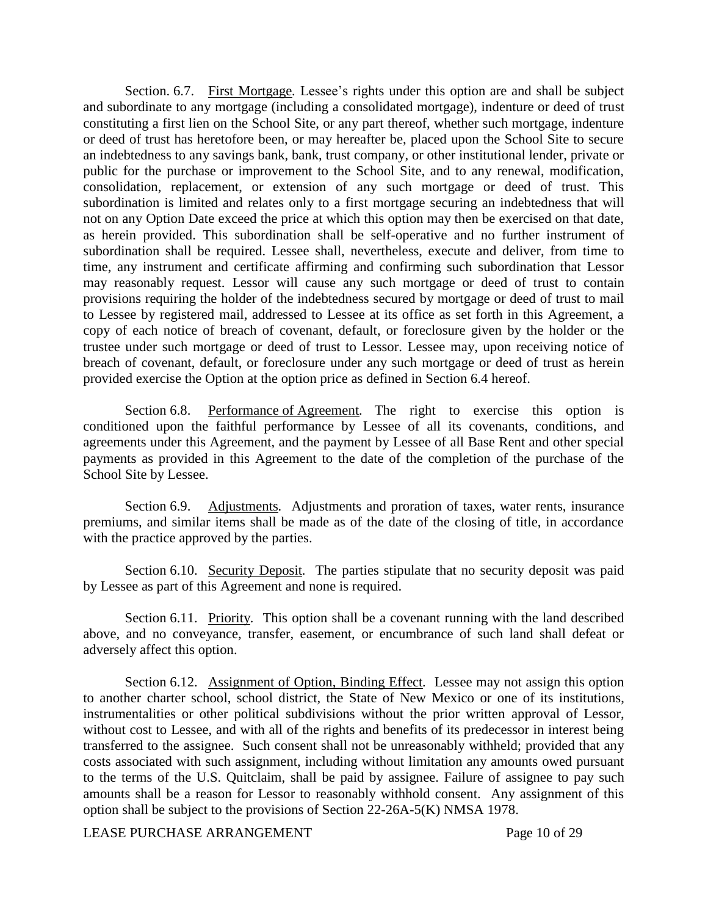Section. 6.7. First Mortgage. Lessee's rights under this option are and shall be subject and subordinate to any mortgage (including a consolidated mortgage), indenture or deed of trust constituting a first lien on the School Site, or any part thereof, whether such mortgage, indenture or deed of trust has heretofore been, or may hereafter be, placed upon the School Site to secure an indebtedness to any savings bank, bank, trust company, or other institutional lender, private or public for the purchase or improvement to the School Site, and to any renewal, modification, consolidation, replacement, or extension of any such mortgage or deed of trust. This subordination is limited and relates only to a first mortgage securing an indebtedness that will not on any Option Date exceed the price at which this option may then be exercised on that date, as herein provided. This subordination shall be self-operative and no further instrument of subordination shall be required. Lessee shall, nevertheless, execute and deliver, from time to time, any instrument and certificate affirming and confirming such subordination that Lessor may reasonably request. Lessor will cause any such mortgage or deed of trust to contain provisions requiring the holder of the indebtedness secured by mortgage or deed of trust to mail to Lessee by registered mail, addressed to Lessee at its office as set forth in this Agreement, a copy of each notice of breach of covenant, default, or foreclosure given by the holder or the trustee under such mortgage or deed of trust to Lessor. Lessee may, upon receiving notice of breach of covenant, default, or foreclosure under any such mortgage or deed of trust as herein provided exercise the Option at the option price as defined in Section 6.4 hereof.

Section 6.8. Performance of Agreement. The right to exercise this option is conditioned upon the faithful performance by Lessee of all its covenants, conditions, and agreements under this Agreement, and the payment by Lessee of all Base Rent and other special payments as provided in this Agreement to the date of the completion of the purchase of the School Site by Lessee.

Section 6.9. Adjustments. Adjustments and proration of taxes, water rents, insurance premiums, and similar items shall be made as of the date of the closing of title, in accordance with the practice approved by the parties.

Section 6.10. Security Deposit. The parties stipulate that no security deposit was paid by Lessee as part of this Agreement and none is required.

Section 6.11. Priority. This option shall be a covenant running with the land described above, and no conveyance, transfer, easement, or encumbrance of such land shall defeat or adversely affect this option.

Section 6.12. Assignment of Option, Binding Effect. Lessee may not assign this option to another charter school, school district, the State of New Mexico or one of its institutions, instrumentalities or other political subdivisions without the prior written approval of Lessor, without cost to Lessee, and with all of the rights and benefits of its predecessor in interest being transferred to the assignee. Such consent shall not be unreasonably withheld; provided that any costs associated with such assignment, including without limitation any amounts owed pursuant to the terms of the U.S. Quitclaim, shall be paid by assignee. Failure of assignee to pay such amounts shall be a reason for Lessor to reasonably withhold consent. Any assignment of this option shall be subject to the provisions of Section 22-26A-5(K) NMSA 1978.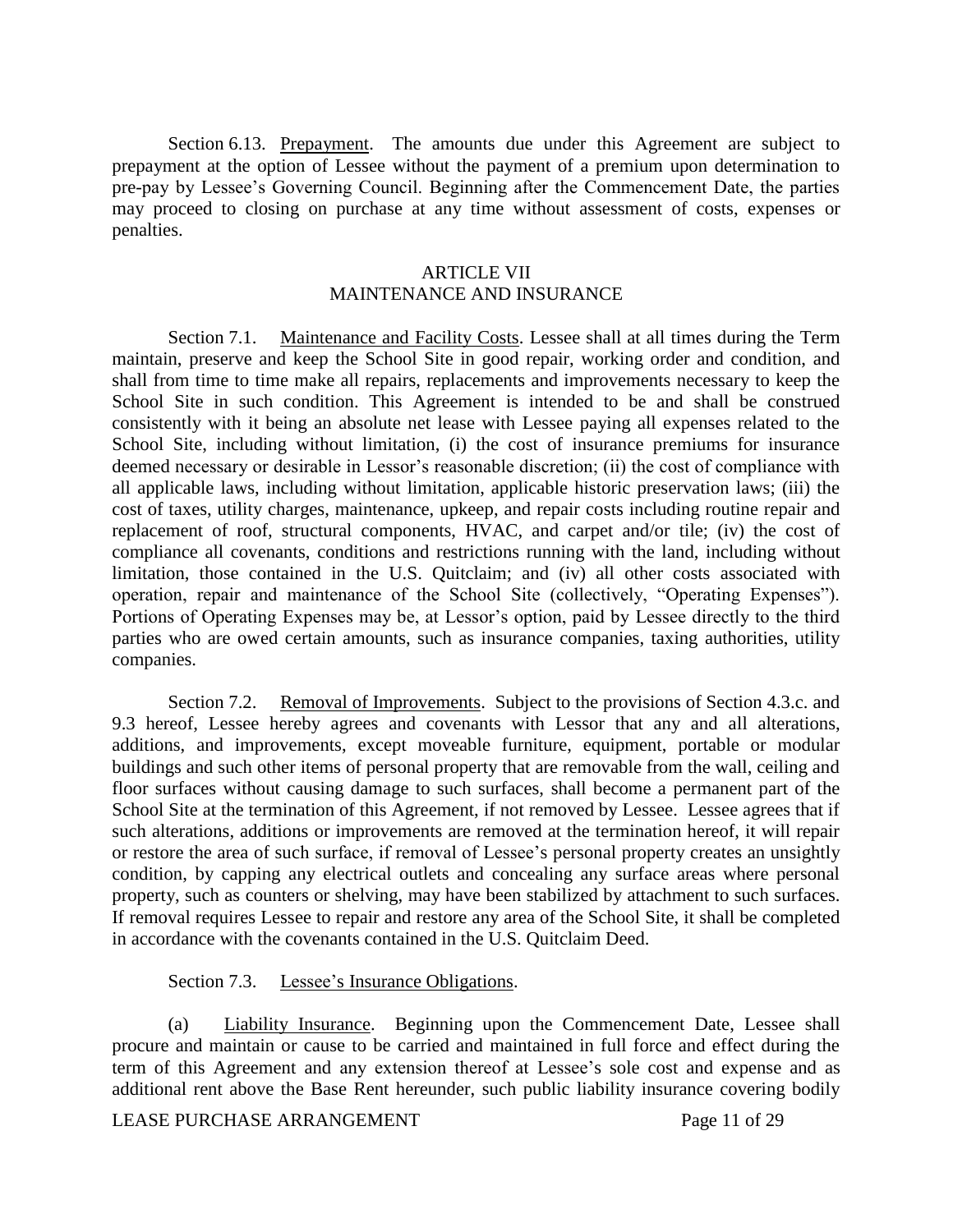Section 6.13. Prepayment. The amounts due under this Agreement are subject to prepayment at the option of Lessee without the payment of a premium upon determination to pre-pay by Lessee's Governing Council. Beginning after the Commencement Date, the parties may proceed to closing on purchase at any time without assessment of costs, expenses or penalties.

## ARTICLE VII
## MAINTENANCE AND INSURANCE

Section 7.1. Maintenance and Facility Costs. Lessee shall at all times during the Term maintain, preserve and keep the School Site in good repair, working order and condition, and shall from time to time make all repairs, replacements and improvements necessary to keep the School Site in such condition. This Agreement is intended to be and shall be construed consistently with it being an absolute net lease with Lessee paying all expenses related to the School Site, including without limitation, (i) the cost of insurance premiums for insurance deemed necessary or desirable in Lessor's reasonable discretion; (ii) the cost of compliance with all applicable laws, including without limitation, applicable historic preservation laws; (iii) the cost of taxes, utility charges, maintenance, upkeep, and repair costs including routine repair and replacement of roof, structural components, HVAC, and carpet and/or tile; (iv) the cost of compliance all covenants, conditions and restrictions running with the land, including without limitation, those contained in the U.S. Quitclaim; and (iv) all other costs associated with operation, repair and maintenance of the School Site (collectively, "Operating Expenses"). Portions of Operating Expenses may be, at Lessor's option, paid by Lessee directly to the third parties who are owed certain amounts, such as insurance companies, taxing authorities, utility companies.

Section 7.2. Removal of Improvements. Subject to the provisions of Section 4.3.c. and 9.3 hereof, Lessee hereby agrees and covenants with Lessor that any and all alterations, additions, and improvements, except moveable furniture, equipment, portable or modular buildings and such other items of personal property that are removable from the wall, ceiling and floor surfaces without causing damage to such surfaces, shall become a permanent part of the School Site at the termination of this Agreement, if not removed by Lessee. Lessee agrees that if such alterations, additions or improvements are removed at the termination hereof, it will repair or restore the area of such surface, if removal of Lessee's personal property creates an unsightly condition, by capping any electrical outlets and concealing any surface areas where personal property, such as counters or shelving, may have been stabilized by attachment to such surfaces. If removal requires Lessee to repair and restore any area of the School Site, it shall be completed in accordance with the covenants contained in the U.S. Quitclaim Deed.

Section 7.3. Lessee's Insurance Obligations.

(a) Liability Insurance. Beginning upon the Commencement Date, Lessee shall procure and maintain or cause to be carried and maintained in full force and effect during the term of this Agreement and any extension thereof at Lessee's sole cost and expense and as additional rent above the Base Rent hereunder, such public liability insurance covering bodily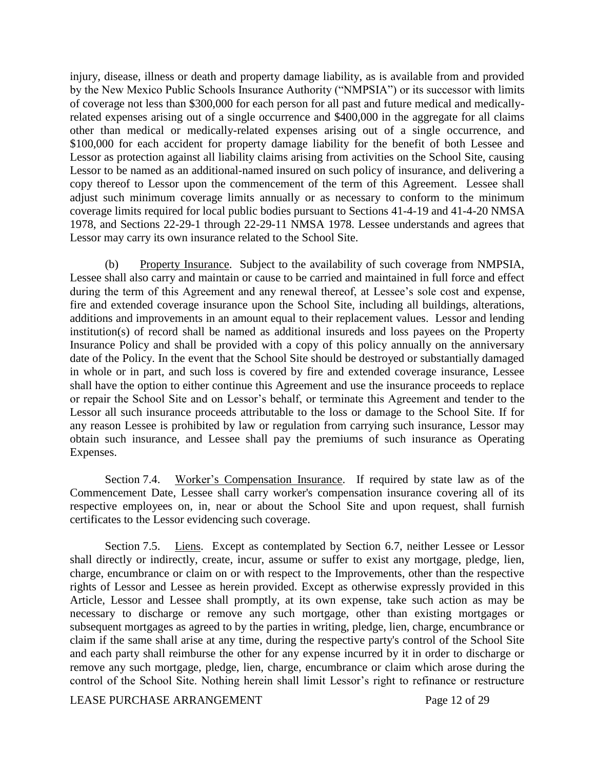injury, disease, illness or death and property damage liability, as is available from and provided by the New Mexico Public Schools Insurance Authority ("NMPSIA") or its successor with limits of coverage not less than $300,000 for each person for all past and future medical and medically-related expenses arising out of a single occurrence and $400,000 in the aggregate for all claims other than medical or medically-related expenses arising out of a single occurrence, and $100,000 for each accident for property damage liability for the benefit of both Lessee and Lessor as protection against all liability claims arising from activities on the School Site, causing Lessor to be named as an additional-named insured on such policy of insurance, and delivering a copy thereof to Lessor upon the commencement of the term of this Agreement. Lessee shall adjust such minimum coverage limits annually or as necessary to conform to the minimum coverage limits required for local public bodies pursuant to Sections 41-4-19 and 41-4-20 NMSA 1978, and Sections 22-29-1 through 22-29-11 NMSA 1978. Lessee understands and agrees that Lessor may carry its own insurance related to the School Site.

(b) Property Insurance. Subject to the availability of such coverage from NMPSIA, Lessee shall also carry and maintain or cause to be carried and maintained in full force and effect during the term of this Agreement and any renewal thereof, at Lessee's sole cost and expense, fire and extended coverage insurance upon the School Site, including all buildings, alterations, additions and improvements in an amount equal to their replacement values. Lessor and lending institution(s) of record shall be named as additional insureds and loss payees on the Property Insurance Policy and shall be provided with a copy of this policy annually on the anniversary date of the Policy. In the event that the School Site should be destroyed or substantially damaged in whole or in part, and such loss is covered by fire and extended coverage insurance, Lessee shall have the option to either continue this Agreement and use the insurance proceeds to replace or repair the School Site and on Lessor's behalf, or terminate this Agreement and tender to the Lessor all such insurance proceeds attributable to the loss or damage to the School Site. If for any reason Lessee is prohibited by law or regulation from carrying such insurance, Lessor may obtain such insurance, and Lessee shall pay the premiums of such insurance as Operating Expenses.

Section 7.4. Worker's Compensation Insurance. If required by state law as of the Commencement Date, Lessee shall carry worker's compensation insurance covering all of its respective employees on, in, near or about the School Site and upon request, shall furnish certificates to the Lessor evidencing such coverage.

Section 7.5. Liens. Except as contemplated by Section 6.7, neither Lessee or Lessor shall directly or indirectly, create, incur, assume or suffer to exist any mortgage, pledge, lien, charge, encumbrance or claim on or with respect to the Improvements, other than the respective rights of Lessor and Lessee as herein provided. Except as otherwise expressly provided in this Article, Lessor and Lessee shall promptly, at its own expense, take such action as may be necessary to discharge or remove any such mortgage, other than existing mortgages or subsequent mortgages as agreed to by the parties in writing, pledge, lien, charge, encumbrance or claim if the same shall arise at any time, during the respective party's control of the School Site and each party shall reimburse the other for any expense incurred by it in order to discharge or remove any such mortgage, pledge, lien, charge, encumbrance or claim which arose during the control of the School Site. Nothing herein shall limit Lessor's right to refinance or restructure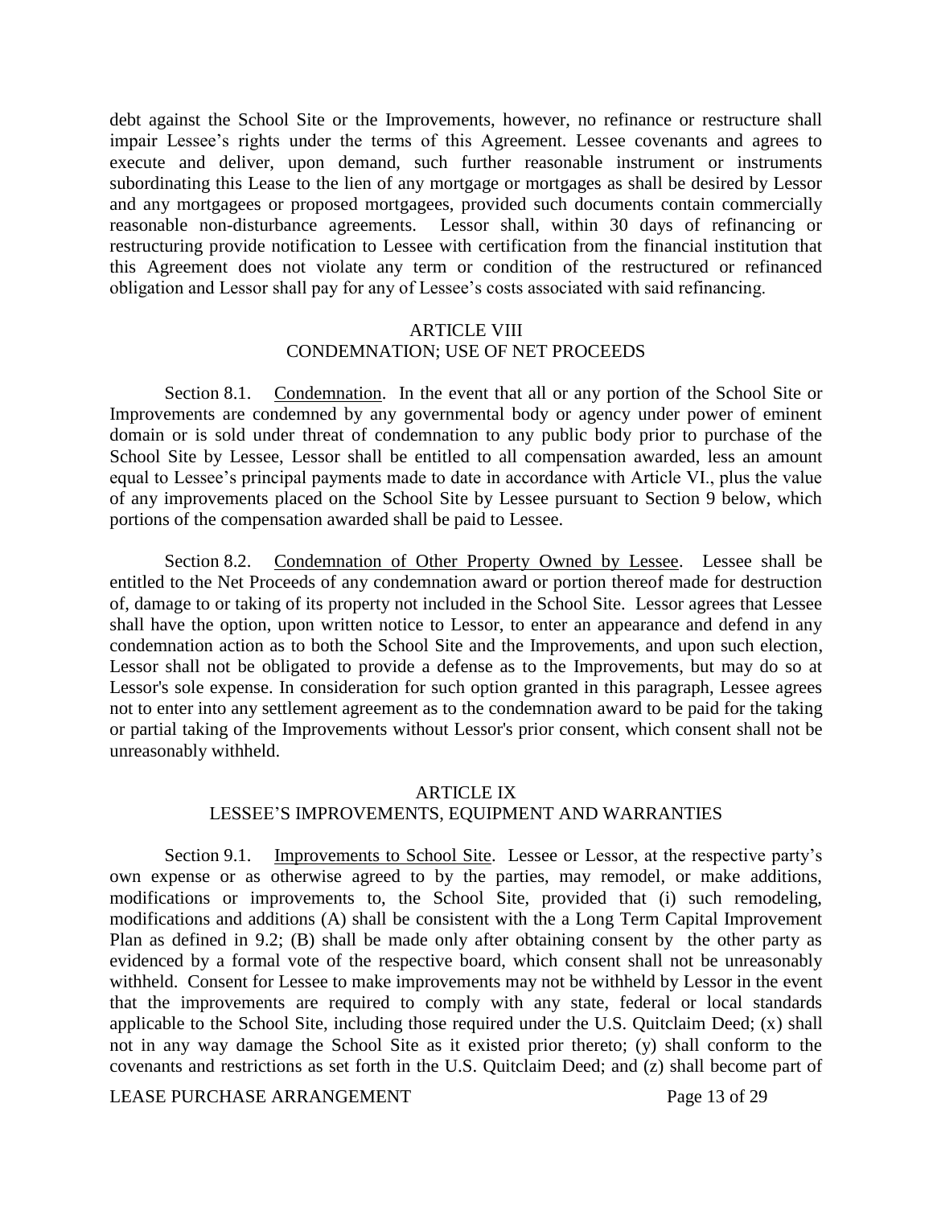debt against the School Site or the Improvements, however, no refinance or restructure shall impair Lessee's rights under the terms of this Agreement. Lessee covenants and agrees to execute and deliver, upon demand, such further reasonable instrument or instruments subordinating this Lease to the lien of any mortgage or mortgages as shall be desired by Lessor and any mortgagees or proposed mortgagees, provided such documents contain commercially reasonable non-disturbance agreements. Lessor shall, within 30 days of refinancing or restructuring provide notification to Lessee with certification from the financial institution that this Agreement does not violate any term or condition of the restructured or refinanced obligation and Lessor shall pay for any of Lessee's costs associated with said refinancing.

## ARTICLE VIII
## CONDEMNATION; USE OF NET PROCEEDS

Section 8.1. Condemnation. In the event that all or any portion of the School Site or Improvements are condemned by any governmental body or agency under power of eminent domain or is sold under threat of condemnation to any public body prior to purchase of the School Site by Lessee, Lessor shall be entitled to all compensation awarded, less an amount equal to Lessee's principal payments made to date in accordance with Article VI., plus the value of any improvements placed on the School Site by Lessee pursuant to Section 9 below, which portions of the compensation awarded shall be paid to Lessee.

Section 8.2. Condemnation of Other Property Owned by Lessee. Lessee shall be entitled to the Net Proceeds of any condemnation award or portion thereof made for destruction of, damage to or taking of its property not included in the School Site. Lessor agrees that Lessee shall have the option, upon written notice to Lessor, to enter an appearance and defend in any condemnation action as to both the School Site and the Improvements, and upon such election, Lessor shall not be obligated to provide a defense as to the Improvements, but may do so at Lessor's sole expense. In consideration for such option granted in this paragraph, Lessee agrees not to enter into any settlement agreement as to the condemnation award to be paid for the taking or partial taking of the Improvements without Lessor's prior consent, which consent shall not be unreasonably withheld.

## ARTICLE IX
## LESSEE'S IMPROVEMENTS, EQUIPMENT AND WARRANTIES

Section 9.1. Improvements to School Site. Lessee or Lessor, at the respective party's own expense or as otherwise agreed to by the parties, may remodel, or make additions, modifications or improvements to, the School Site, provided that (i) such remodeling, modifications and additions (A) shall be consistent with the a Long Term Capital Improvement Plan as defined in 9.2; (B) shall be made only after obtaining consent by the other party as evidenced by a formal vote of the respective board, which consent shall not be unreasonably withheld. Consent for Lessee to make improvements may not be withheld by Lessor in the event that the improvements are required to comply with any state, federal or local standards applicable to the School Site, including those required under the U.S. Quitclaim Deed; (x) shall not in any way damage the School Site as it existed prior thereto; (y) shall conform to the covenants and restrictions as set forth in the U.S. Quitclaim Deed; and (z) shall become part of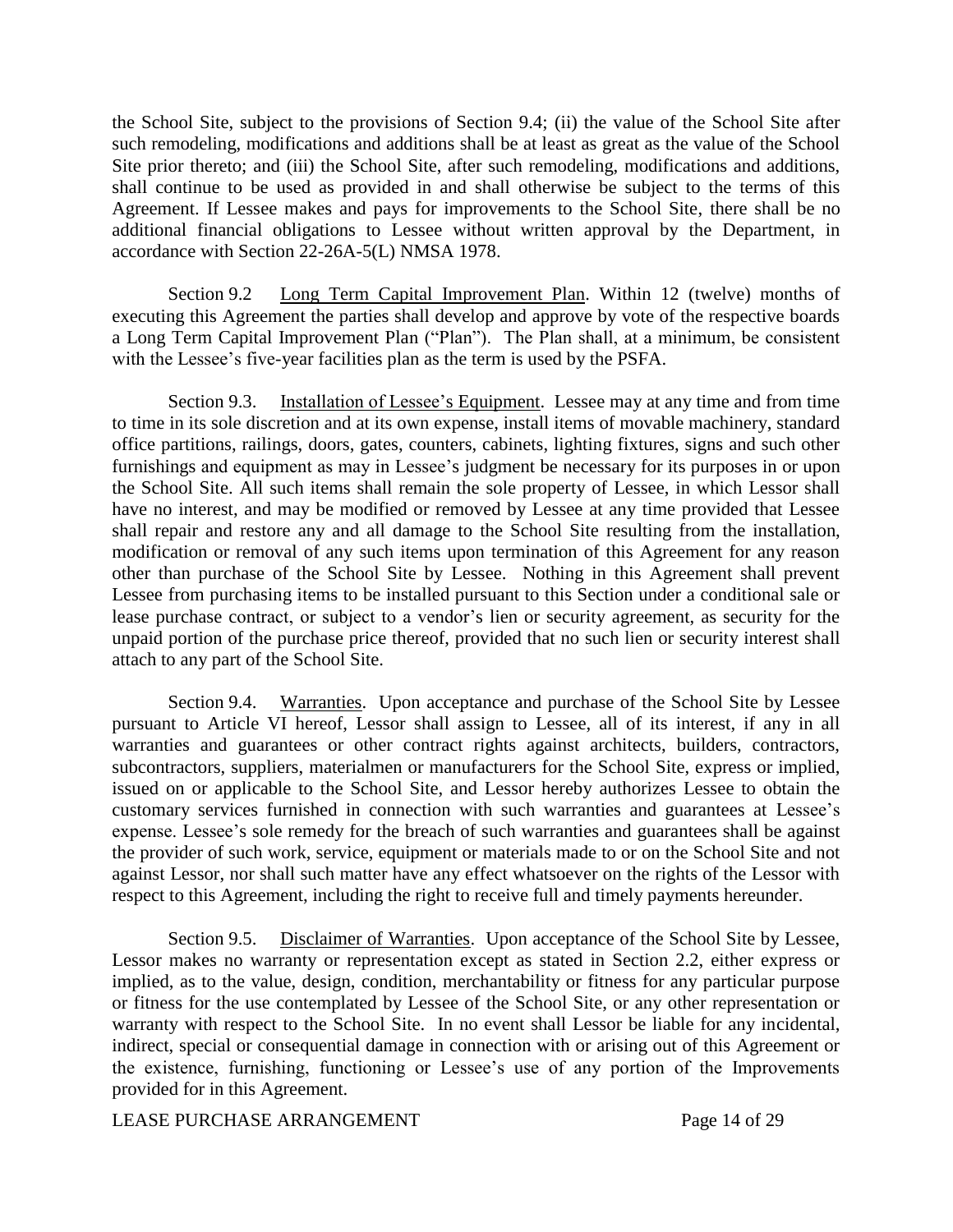the School Site, subject to the provisions of Section 9.4; (ii) the value of the School Site after such remodeling, modifications and additions shall be at least as great as the value of the School Site prior thereto; and (iii) the School Site, after such remodeling, modifications and additions, shall continue to be used as provided in and shall otherwise be subject to the terms of this Agreement. If Lessee makes and pays for improvements to the School Site, there shall be no additional financial obligations to Lessee without written approval by the Department, in accordance with Section 22-26A-5(L) NMSA 1978.

Section 9.2 Long Term Capital Improvement Plan. Within 12 (twelve) months of executing this Agreement the parties shall develop and approve by vote of the respective boards a Long Term Capital Improvement Plan ("Plan"). The Plan shall, at a minimum, be consistent with the Lessee's five-year facilities plan as the term is used by the PSFA.

Section 9.3. Installation of Lessee's Equipment. Lessee may at any time and from time to time in its sole discretion and at its own expense, install items of movable machinery, standard office partitions, railings, doors, gates, counters, cabinets, lighting fixtures, signs and such other furnishings and equipment as may in Lessee's judgment be necessary for its purposes in or upon the School Site. All such items shall remain the sole property of Lessee, in which Lessor shall have no interest, and may be modified or removed by Lessee at any time provided that Lessee shall repair and restore any and all damage to the School Site resulting from the installation, modification or removal of any such items upon termination of this Agreement for any reason other than purchase of the School Site by Lessee. Nothing in this Agreement shall prevent Lessee from purchasing items to be installed pursuant to this Section under a conditional sale or lease purchase contract, or subject to a vendor's lien or security agreement, as security for the unpaid portion of the purchase price thereof, provided that no such lien or security interest shall attach to any part of the School Site.

Section 9.4. Warranties. Upon acceptance and purchase of the School Site by Lessee pursuant to Article VI hereof, Lessor shall assign to Lessee, all of its interest, if any in all warranties and guarantees or other contract rights against architects, builders, contractors, subcontractors, suppliers, materialmen or manufacturers for the School Site, express or implied, issued on or applicable to the School Site, and Lessor hereby authorizes Lessee to obtain the customary services furnished in connection with such warranties and guarantees at Lessee's expense. Lessee's sole remedy for the breach of such warranties and guarantees shall be against the provider of such work, service, equipment or materials made to or on the School Site and not against Lessor, nor shall such matter have any effect whatsoever on the rights of the Lessor with respect to this Agreement, including the right to receive full and timely payments hereunder.

Section 9.5. Disclaimer of Warranties. Upon acceptance of the School Site by Lessee, Lessor makes no warranty or representation except as stated in Section 2.2, either express or implied, as to the value, design, condition, merchantability or fitness for any particular purpose or fitness for the use contemplated by Lessee of the School Site, or any other representation or warranty with respect to the School Site. In no event shall Lessor be liable for any incidental, indirect, special or consequential damage in connection with or arising out of this Agreement or the existence, furnishing, functioning or Lessee's use of any portion of the Improvements provided for in this Agreement.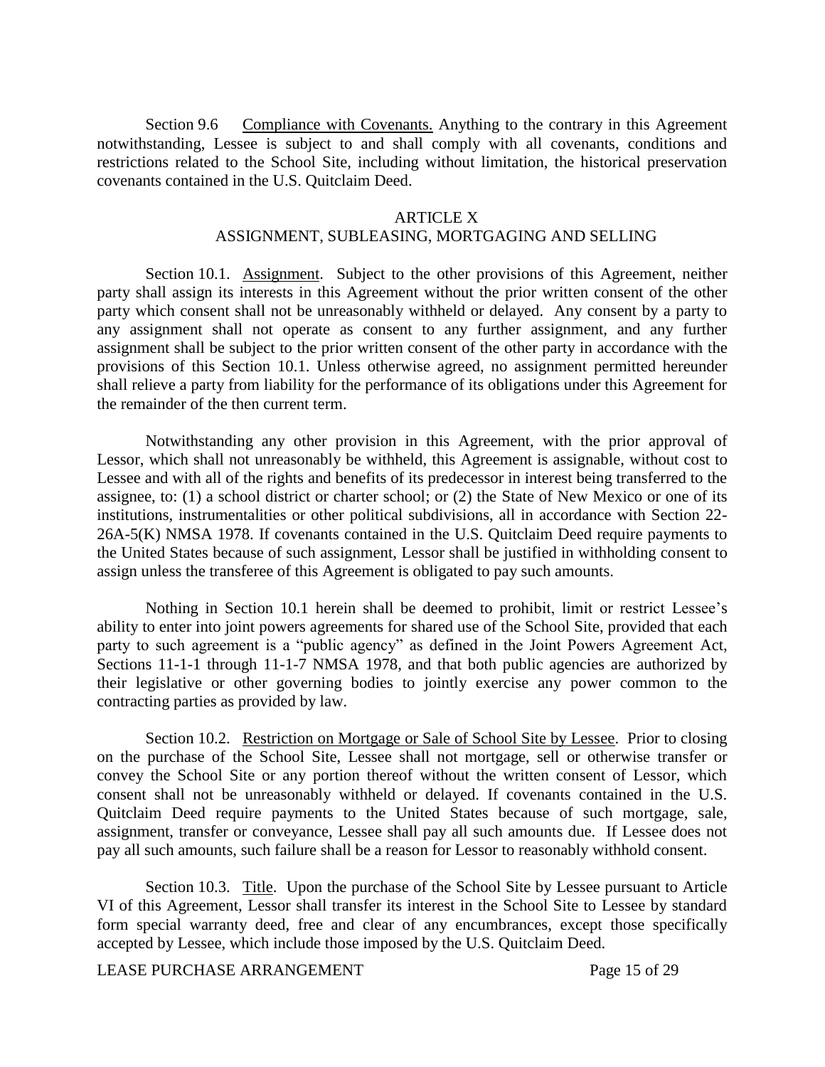Section 9.6 Compliance with Covenants. Anything to the contrary in this Agreement notwithstanding, Lessee is subject to and shall comply with all covenants, conditions and restrictions related to the School Site, including without limitation, the historical preservation covenants contained in the U.S. Quitclaim Deed.

## ARTICLE X
## ASSIGNMENT, SUBLEASING, MORTGAGING AND SELLING

Section 10.1. Assignment. Subject to the other provisions of this Agreement, neither party shall assign its interests in this Agreement without the prior written consent of the other party which consent shall not be unreasonably withheld or delayed. Any consent by a party to any assignment shall not operate as consent to any further assignment, and any further assignment shall be subject to the prior written consent of the other party in accordance with the provisions of this Section 10.1. Unless otherwise agreed, no assignment permitted hereunder shall relieve a party from liability for the performance of its obligations under this Agreement for the remainder of the then current term.

Notwithstanding any other provision in this Agreement, with the prior approval of Lessor, which shall not unreasonably be withheld, this Agreement is assignable, without cost to Lessee and with all of the rights and benefits of its predecessor in interest being transferred to the assignee, to: (1) a school district or charter school; or (2) the State of New Mexico or one of its institutions, instrumentalities or other political subdivisions, all in accordance with Section 22-26A-5(K) NMSA 1978. If covenants contained in the U.S. Quitclaim Deed require payments to the United States because of such assignment, Lessor shall be justified in withholding consent to assign unless the transferee of this Agreement is obligated to pay such amounts.

Nothing in Section 10.1 herein shall be deemed to prohibit, limit or restrict Lessee's ability to enter into joint powers agreements for shared use of the School Site, provided that each party to such agreement is a "public agency" as defined in the Joint Powers Agreement Act, Sections 11-1-1 through 11-1-7 NMSA 1978, and that both public agencies are authorized by their legislative or other governing bodies to jointly exercise any power common to the contracting parties as provided by law.

Section 10.2. Restriction on Mortgage or Sale of School Site by Lessee. Prior to closing on the purchase of the School Site, Lessee shall not mortgage, sell or otherwise transfer or convey the School Site or any portion thereof without the written consent of Lessor, which consent shall not be unreasonably withheld or delayed. If covenants contained in the U.S. Quitclaim Deed require payments to the United States because of such mortgage, sale, assignment, transfer or conveyance, Lessee shall pay all such amounts due. If Lessee does not pay all such amounts, such failure shall be a reason for Lessor to reasonably withhold consent.

Section 10.3. Title. Upon the purchase of the School Site by Lessee pursuant to Article VI of this Agreement, Lessor shall transfer its interest in the School Site to Lessee by standard form special warranty deed, free and clear of any encumbrances, except those specifically accepted by Lessee, which include those imposed by the U.S. Quitclaim Deed.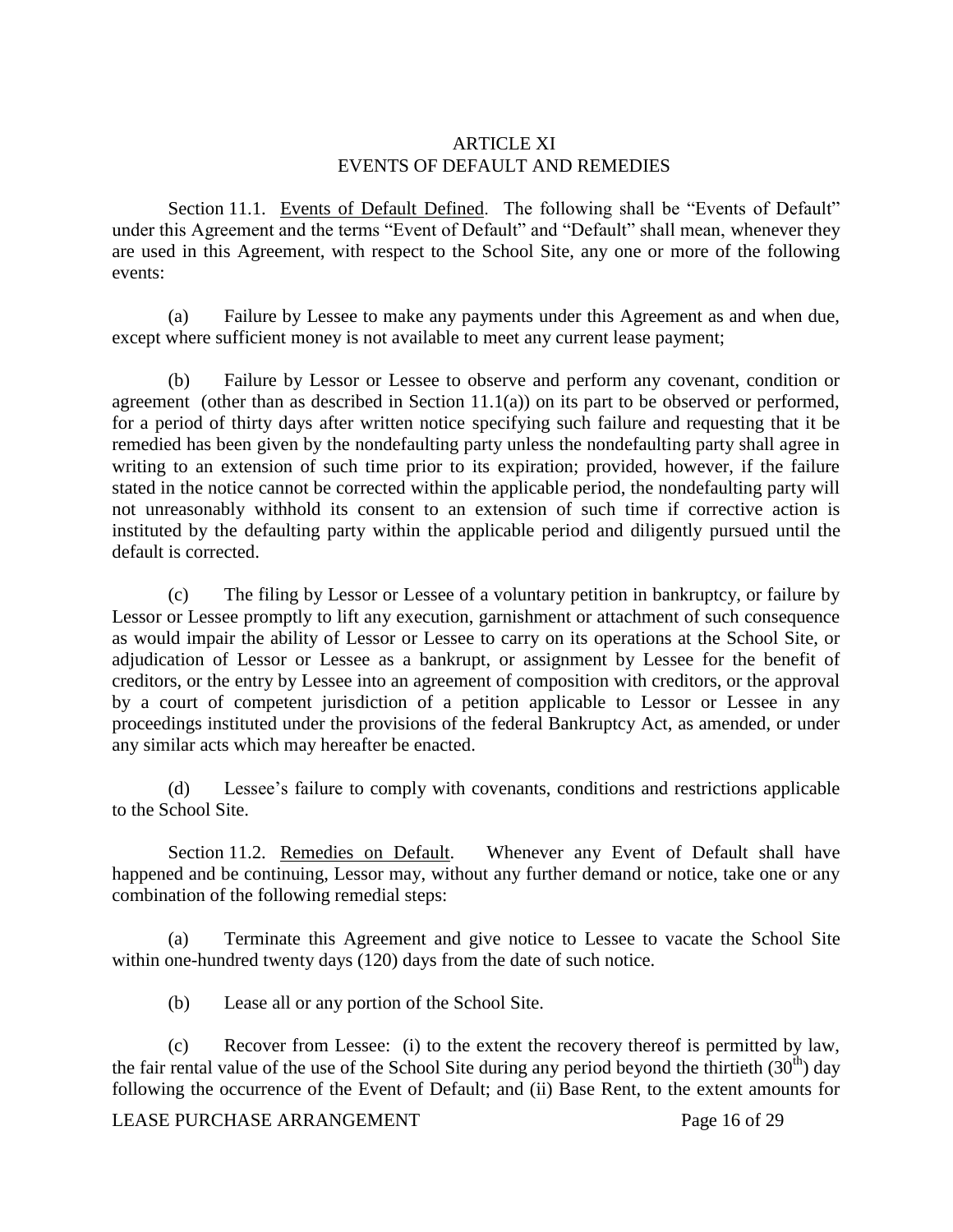## ARTICLE XI
## EVENTS OF DEFAULT AND REMEDIES

Section 11.1. Events of Default Defined. The following shall be "Events of Default" under this Agreement and the terms "Event of Default" and "Default" shall mean, whenever they are used in this Agreement, with respect to the School Site, any one or more of the following events:

(a) Failure by Lessee to make any payments under this Agreement as and when due, except where sufficient money is not available to meet any current lease payment;

(b) Failure by Lessor or Lessee to observe and perform any covenant, condition or agreement (other than as described in Section 11.1(a)) on its part to be observed or performed, for a period of thirty days after written notice specifying such failure and requesting that it be remedied has been given by the nondefaulting party unless the nondefaulting party shall agree in writing to an extension of such time prior to its expiration; provided, however, if the failure stated in the notice cannot be corrected within the applicable period, the nondefaulting party will not unreasonably withhold its consent to an extension of such time if corrective action is instituted by the defaulting party within the applicable period and diligently pursued until the default is corrected.

(c) The filing by Lessor or Lessee of a voluntary petition in bankruptcy, or failure by Lessor or Lessee promptly to lift any execution, garnishment or attachment of such consequence as would impair the ability of Lessor or Lessee to carry on its operations at the School Site, or adjudication of Lessor or Lessee as a bankrupt, or assignment by Lessee for the benefit of creditors, or the entry by Lessee into an agreement of composition with creditors, or the approval by a court of competent jurisdiction of a petition applicable to Lessor or Lessee in any proceedings instituted under the provisions of the federal Bankruptcy Act, as amended, or under any similar acts which may hereafter be enacted.

(d) Lessee's failure to comply with covenants, conditions and restrictions applicable to the School Site.

Section 11.2. Remedies on Default. Whenever any Event of Default shall have happened and be continuing, Lessor may, without any further demand or notice, take one or any combination of the following remedial steps:

(a) Terminate this Agreement and give notice to Lessee to vacate the School Site within one-hundred twenty days (120) days from the date of such notice.

(b) Lease all or any portion of the School Site.

(c) Recover from Lessee: (i) to the extent the recovery thereof is permitted by law, the fair rental value of the use of the School Site during any period beyond the thirtieth (30th) day following the occurrence of the Event of Default; and (ii) Base Rent, to the extent amounts for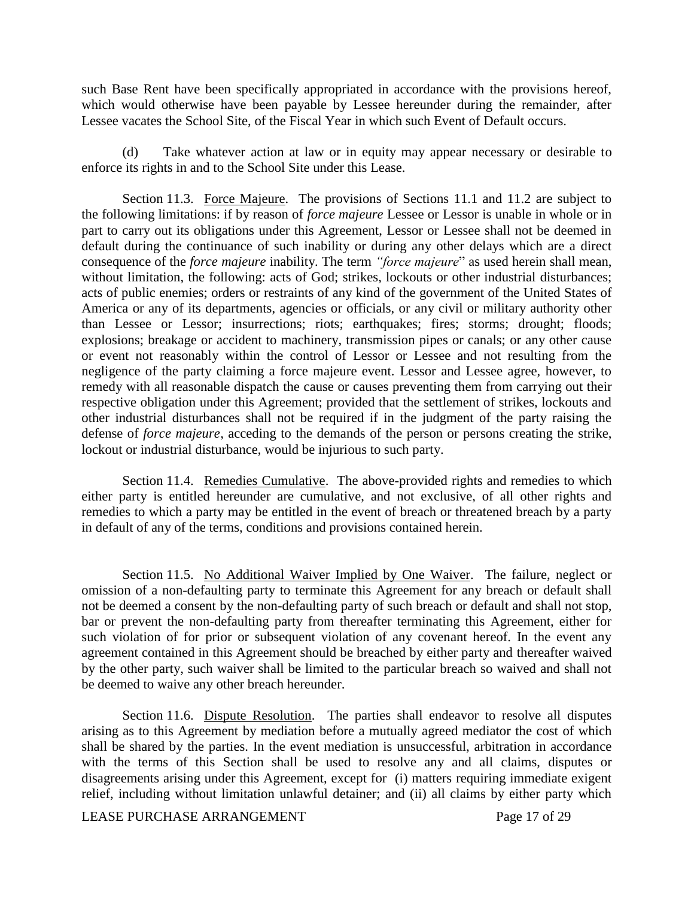such Base Rent have been specifically appropriated in accordance with the provisions hereof, which would otherwise have been payable by Lessee hereunder during the remainder, after Lessee vacates the School Site, of the Fiscal Year in which such Event of Default occurs.

(d) Take whatever action at law or in equity may appear necessary or desirable to enforce its rights in and to the School Site under this Lease.

Section 11.3. Force Majeure. The provisions of Sections 11.1 and 11.2 are subject to the following limitations: if by reason of *force majeure* Lessee or Lessor is unable in whole or in part to carry out its obligations under this Agreement, Lessor or Lessee shall not be deemed in default during the continuance of such inability or during any other delays which are a direct consequence of the *force majeure* inability. The term *"force majeure*" as used herein shall mean, without limitation, the following: acts of God; strikes, lockouts or other industrial disturbances; acts of public enemies; orders or restraints of any kind of the government of the United States of America or any of its departments, agencies or officials, or any civil or military authority other than Lessee or Lessor; insurrections; riots; earthquakes; fires; storms; drought; floods; explosions; breakage or accident to machinery, transmission pipes or canals; or any other cause or event not reasonably within the control of Lessor or Lessee and not resulting from the negligence of the party claiming a force majeure event. Lessor and Lessee agree, however, to remedy with all reasonable dispatch the cause or causes preventing them from carrying out their respective obligation under this Agreement; provided that the settlement of strikes, lockouts and other industrial disturbances shall not be required if in the judgment of the party raising the defense of *force majeure*, acceding to the demands of the person or persons creating the strike, lockout or industrial disturbance, would be injurious to such party.

Section 11.4. Remedies Cumulative. The above-provided rights and remedies to which either party is entitled hereunder are cumulative, and not exclusive, of all other rights and remedies to which a party may be entitled in the event of breach or threatened breach by a party in default of any of the terms, conditions and provisions contained herein.

Section 11.5. No Additional Waiver Implied by One Waiver. The failure, neglect or omission of a non-defaulting party to terminate this Agreement for any breach or default shall not be deemed a consent by the non-defaulting party of such breach or default and shall not stop, bar or prevent the non-defaulting party from thereafter terminating this Agreement, either for such violation of for prior or subsequent violation of any covenant hereof. In the event any agreement contained in this Agreement should be breached by either party and thereafter waived by the other party, such waiver shall be limited to the particular breach so waived and shall not be deemed to waive any other breach hereunder.

Section 11.6. Dispute Resolution. The parties shall endeavor to resolve all disputes arising as to this Agreement by mediation before a mutually agreed mediator the cost of which shall be shared by the parties. In the event mediation is unsuccessful, arbitration in accordance with the terms of this Section shall be used to resolve any and all claims, disputes or disagreements arising under this Agreement, except for (i) matters requiring immediate exigent relief, including without limitation unlawful detainer; and (ii) all claims by either party which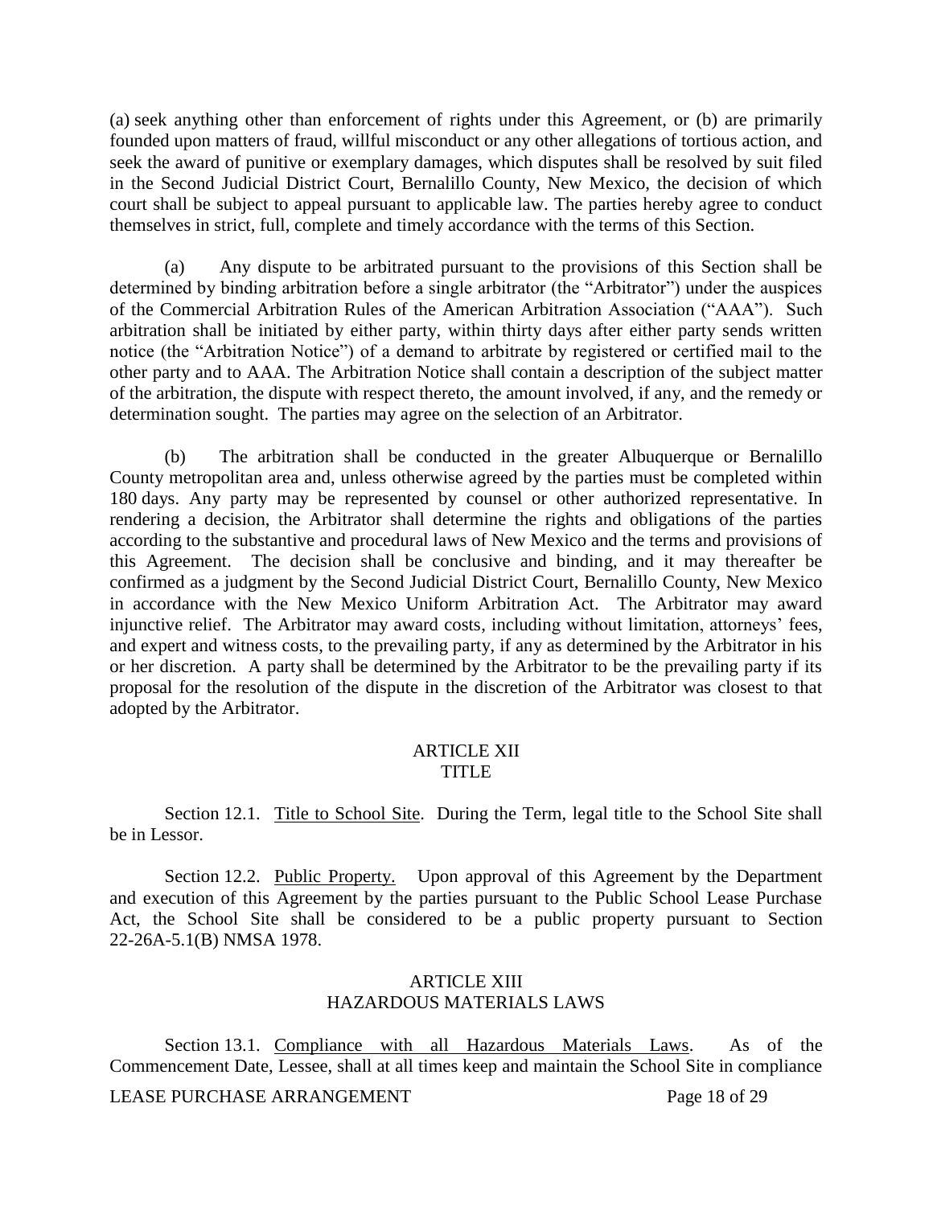(a) seek anything other than enforcement of rights under this Agreement, or (b) are primarily founded upon matters of fraud, willful misconduct or any other allegations of tortious action, and seek the award of punitive or exemplary damages, which disputes shall be resolved by suit filed in the Second Judicial District Court, Bernalillo County, New Mexico, the decision of which court shall be subject to appeal pursuant to applicable law. The parties hereby agree to conduct themselves in strict, full, complete and timely accordance with the terms of this Section.

(a) Any dispute to be arbitrated pursuant to the provisions of this Section shall be determined by binding arbitration before a single arbitrator (the "Arbitrator") under the auspices of the Commercial Arbitration Rules of the American Arbitration Association ("AAA"). Such arbitration shall be initiated by either party, within thirty days after either party sends written notice (the "Arbitration Notice") of a demand to arbitrate by registered or certified mail to the other party and to AAA. The Arbitration Notice shall contain a description of the subject matter of the arbitration, the dispute with respect thereto, the amount involved, if any, and the remedy or determination sought. The parties may agree on the selection of an Arbitrator.

(b) The arbitration shall be conducted in the greater Albuquerque or Bernalillo County metropolitan area and, unless otherwise agreed by the parties must be completed within 180 days. Any party may be represented by counsel or other authorized representative. In rendering a decision, the Arbitrator shall determine the rights and obligations of the parties according to the substantive and procedural laws of New Mexico and the terms and provisions of this Agreement. The decision shall be conclusive and binding, and it may thereafter be confirmed as a judgment by the Second Judicial District Court, Bernalillo County, New Mexico in accordance with the New Mexico Uniform Arbitration Act. The Arbitrator may award injunctive relief. The Arbitrator may award costs, including without limitation, attorneys' fees, and expert and witness costs, to the prevailing party, if any as determined by the Arbitrator in his or her discretion. A party shall be determined by the Arbitrator to be the prevailing party if its proposal for the resolution of the dispute in the discretion of the Arbitrator was closest to that adopted by the Arbitrator.

## ARTICLE XII
## TITLE

Section 12.1. Title to School Site. During the Term, legal title to the School Site shall be in Lessor.

Section 12.2. Public Property. Upon approval of this Agreement by the Department and execution of this Agreement by the parties pursuant to the Public School Lease Purchase Act, the School Site shall be considered to be a public property pursuant to Section 22-26A-5.1(B) NMSA 1978.

## ARTICLE XIII
## HAZARDOUS MATERIALS LAWS

Section 13.1. Compliance with all Hazardous Materials Laws. As of the Commencement Date, Lessee, shall at all times keep and maintain the School Site in compliance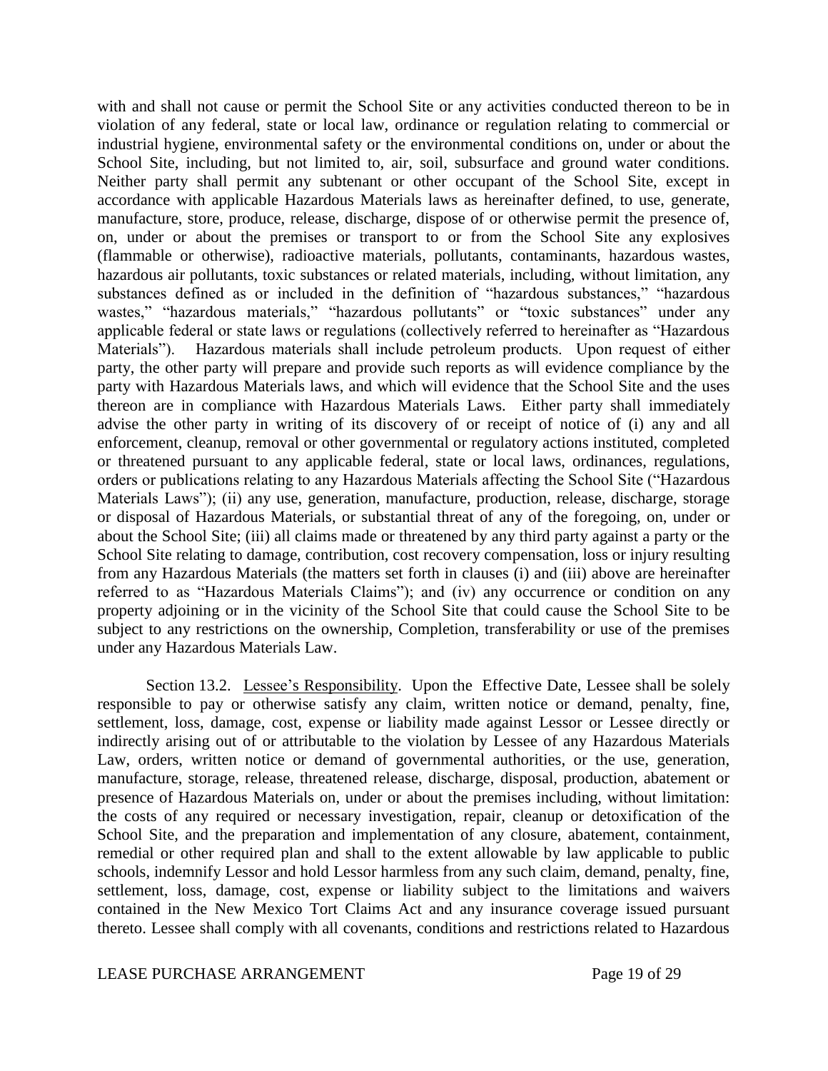with and shall not cause or permit the School Site or any activities conducted thereon to be in violation of any federal, state or local law, ordinance or regulation relating to commercial or industrial hygiene, environmental safety or the environmental conditions on, under or about the School Site, including, but not limited to, air, soil, subsurface and ground water conditions. Neither party shall permit any subtenant or other occupant of the School Site, except in accordance with applicable Hazardous Materials laws as hereinafter defined, to use, generate, manufacture, store, produce, release, discharge, dispose of or otherwise permit the presence of, on, under or about the premises or transport to or from the School Site any explosives (flammable or otherwise), radioactive materials, pollutants, contaminants, hazardous wastes, hazardous air pollutants, toxic substances or related materials, including, without limitation, any substances defined as or included in the definition of "hazardous substances," "hazardous wastes," "hazardous materials," "hazardous pollutants" or "toxic substances" under any applicable federal or state laws or regulations (collectively referred to hereinafter as "Hazardous Materials"). Hazardous materials shall include petroleum products. Upon request of either party, the other party will prepare and provide such reports as will evidence compliance by the party with Hazardous Materials laws, and which will evidence that the School Site and the uses thereon are in compliance with Hazardous Materials Laws. Either party shall immediately advise the other party in writing of its discovery of or receipt of notice of (i) any and all enforcement, cleanup, removal or other governmental or regulatory actions instituted, completed or threatened pursuant to any applicable federal, state or local laws, ordinances, regulations, orders or publications relating to any Hazardous Materials affecting the School Site ("Hazardous Materials Laws"); (ii) any use, generation, manufacture, production, release, discharge, storage or disposal of Hazardous Materials, or substantial threat of any of the foregoing, on, under or about the School Site; (iii) all claims made or threatened by any third party against a party or the School Site relating to damage, contribution, cost recovery compensation, loss or injury resulting from any Hazardous Materials (the matters set forth in clauses (i) and (iii) above are hereinafter referred to as "Hazardous Materials Claims"); and (iv) any occurrence or condition on any property adjoining or in the vicinity of the School Site that could cause the School Site to be subject to any restrictions on the ownership, Completion, transferability or use of the premises under any Hazardous Materials Law.

Section 13.2. Lessee's Responsibility. Upon the Effective Date, Lessee shall be solely responsible to pay or otherwise satisfy any claim, written notice or demand, penalty, fine, settlement, loss, damage, cost, expense or liability made against Lessor or Lessee directly or indirectly arising out of or attributable to the violation by Lessee of any Hazardous Materials Law, orders, written notice or demand of governmental authorities, or the use, generation, manufacture, storage, release, threatened release, discharge, disposal, production, abatement or presence of Hazardous Materials on, under or about the premises including, without limitation: the costs of any required or necessary investigation, repair, cleanup or detoxification of the School Site, and the preparation and implementation of any closure, abatement, containment, remedial or other required plan and shall to the extent allowable by law applicable to public schools, indemnify Lessor and hold Lessor harmless from any such claim, demand, penalty, fine, settlement, loss, damage, cost, expense or liability subject to the limitations and waivers contained in the New Mexico Tort Claims Act and any insurance coverage issued pursuant thereto. Lessee shall comply with all covenants, conditions and restrictions related to Hazardous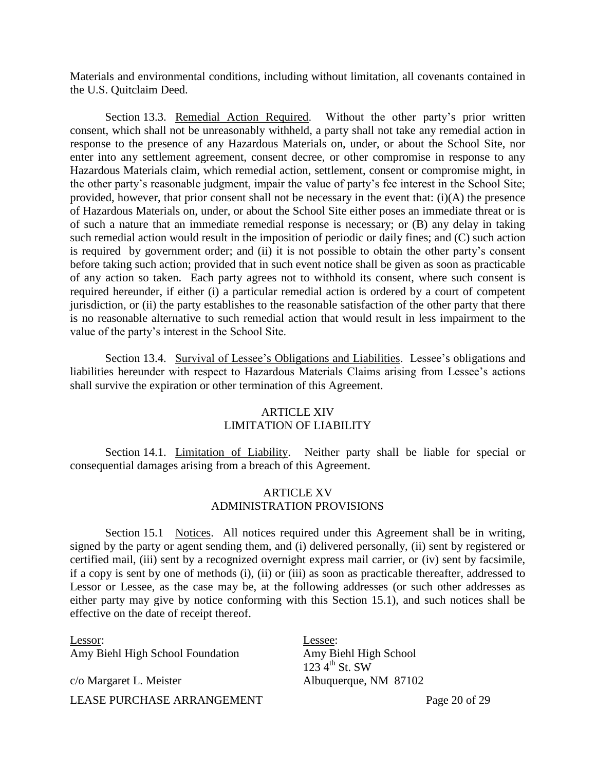Materials and environmental conditions, including without limitation, all covenants contained in the U.S. Quitclaim Deed.

Section 13.3. Remedial Action Required. Without the other party's prior written consent, which shall not be unreasonably withheld, a party shall not take any remedial action in response to the presence of any Hazardous Materials on, under, or about the School Site, nor enter into any settlement agreement, consent decree, or other compromise in response to any Hazardous Materials claim, which remedial action, settlement, consent or compromise might, in the other party's reasonable judgment, impair the value of party's fee interest in the School Site; provided, however, that prior consent shall not be necessary in the event that: (i)(A) the presence of Hazardous Materials on, under, or about the School Site either poses an immediate threat or is of such a nature that an immediate remedial response is necessary; or (B) any delay in taking such remedial action would result in the imposition of periodic or daily fines; and (C) such action is required by government order; and (ii) it is not possible to obtain the other party's consent before taking such action; provided that in such event notice shall be given as soon as practicable of any action so taken. Each party agrees not to withhold its consent, where such consent is required hereunder, if either (i) a particular remedial action is ordered by a court of competent jurisdiction, or (ii) the party establishes to the reasonable satisfaction of the other party that there is no reasonable alternative to such remedial action that would result in less impairment to the value of the party's interest in the School Site.

Section 13.4. Survival of Lessee's Obligations and Liabilities. Lessee's obligations and liabilities hereunder with respect to Hazardous Materials Claims arising from Lessee's actions shall survive the expiration or other termination of this Agreement.

## ARTICLE XIV
## LIMITATION OF LIABILITY

Section 14.1. Limitation of Liability. Neither party shall be liable for special or consequential damages arising from a breach of this Agreement.

## ARTICLE XV
## ADMINISTRATION PROVISIONS

Section 15.1 Notices. All notices required under this Agreement shall be in writing, signed by the party or agent sending them, and (i) delivered personally, (ii) sent by registered or certified mail, (iii) sent by a recognized overnight express mail carrier, or (iv) sent by facsimile, if a copy is sent by one of methods (i), (ii) or (iii) as soon as practicable thereafter, addressed to Lessor or Lessee, as the case may be, at the following addresses (or such other addresses as either party may give by notice conforming with this Section 15.1), and such notices shall be effective on the date of receipt thereof.

Lessor:
Amy Biehl High School Foundation

c/o Margaret L. Meister

Lessee:
Amy Biehl High School
123 4th St. SW
Albuquerque, NM 87102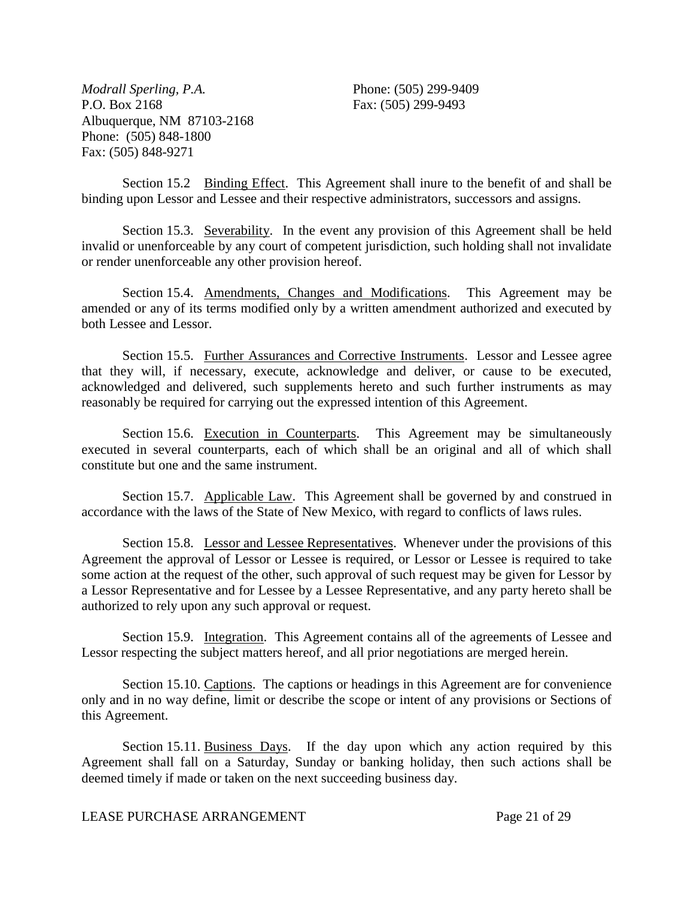*Modrall Sperling, P.A.*
P.O. Box 2168
Albuquerque, NM 87103-2168
Phone: (505) 848-1800
Fax: (505) 848-9271

Phone: (505) 299-9409
Fax: (505) 299-9493

Section 15.2 Binding Effect. This Agreement shall inure to the benefit of and shall be binding upon Lessor and Lessee and their respective administrators, successors and assigns.

Section 15.3. Severability. In the event any provision of this Agreement shall be held invalid or unenforceable by any court of competent jurisdiction, such holding shall not invalidate or render unenforceable any other provision hereof.

Section 15.4. Amendments, Changes and Modifications. This Agreement may be amended or any of its terms modified only by a written amendment authorized and executed by both Lessee and Lessor.

Section 15.5. Further Assurances and Corrective Instruments. Lessor and Lessee agree that they will, if necessary, execute, acknowledge and deliver, or cause to be executed, acknowledged and delivered, such supplements hereto and such further instruments as may reasonably be required for carrying out the expressed intention of this Agreement.

Section 15.6. Execution in Counterparts. This Agreement may be simultaneously executed in several counterparts, each of which shall be an original and all of which shall constitute but one and the same instrument.

Section 15.7. Applicable Law. This Agreement shall be governed by and construed in accordance with the laws of the State of New Mexico, with regard to conflicts of laws rules.

Section 15.8. Lessor and Lessee Representatives. Whenever under the provisions of this Agreement the approval of Lessor or Lessee is required, or Lessor or Lessee is required to take some action at the request of the other, such approval of such request may be given for Lessor by a Lessor Representative and for Lessee by a Lessee Representative, and any party hereto shall be authorized to rely upon any such approval or request.

Section 15.9. Integration. This Agreement contains all of the agreements of Lessee and Lessor respecting the subject matters hereof, and all prior negotiations are merged herein.

Section 15.10. Captions. The captions or headings in this Agreement are for convenience only and in no way define, limit or describe the scope or intent of any provisions or Sections of this Agreement.

Section 15.11. Business Days. If the day upon which any action required by this Agreement shall fall on a Saturday, Sunday or banking holiday, then such actions shall be deemed timely if made or taken on the next succeeding business day.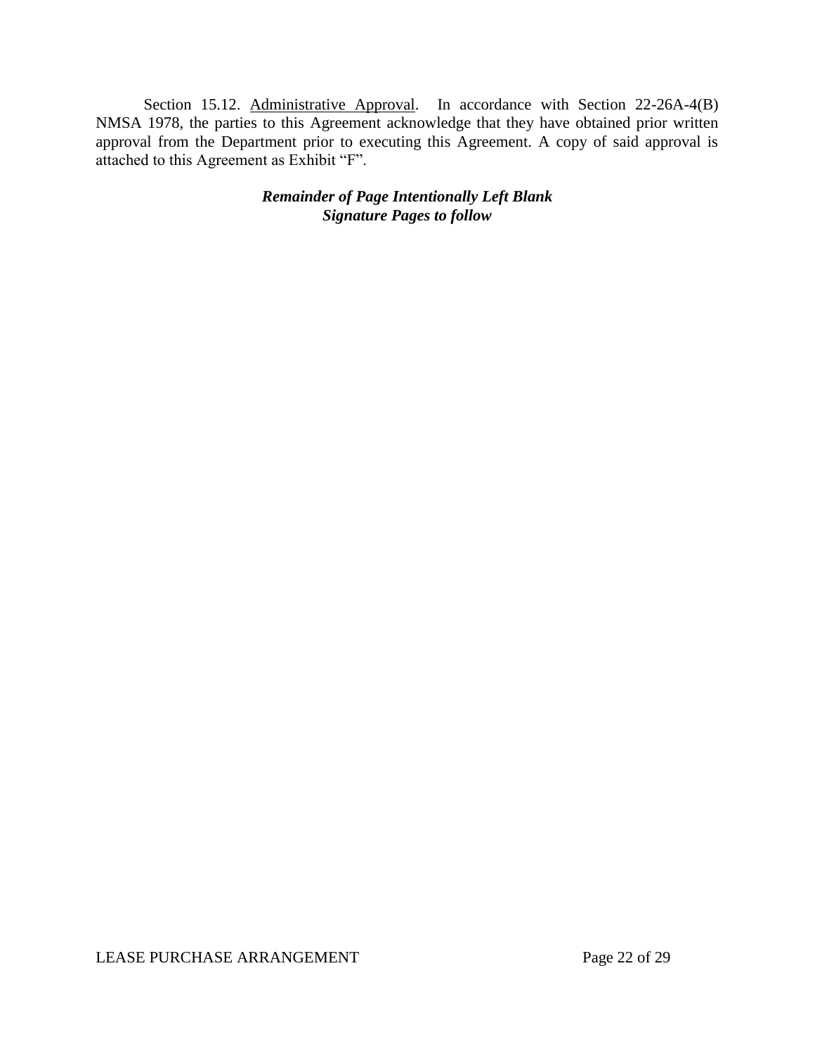Section 15.12. Administrative Approval. In accordance with Section 22-26A-4(B) NMSA 1978, the parties to this Agreement acknowledge that they have obtained prior written approval from the Department prior to executing this Agreement. A copy of said approval is attached to this Agreement as Exhibit "F".

***Remainder of Page Intentionally Left Blank***
***Signature Pages to follow***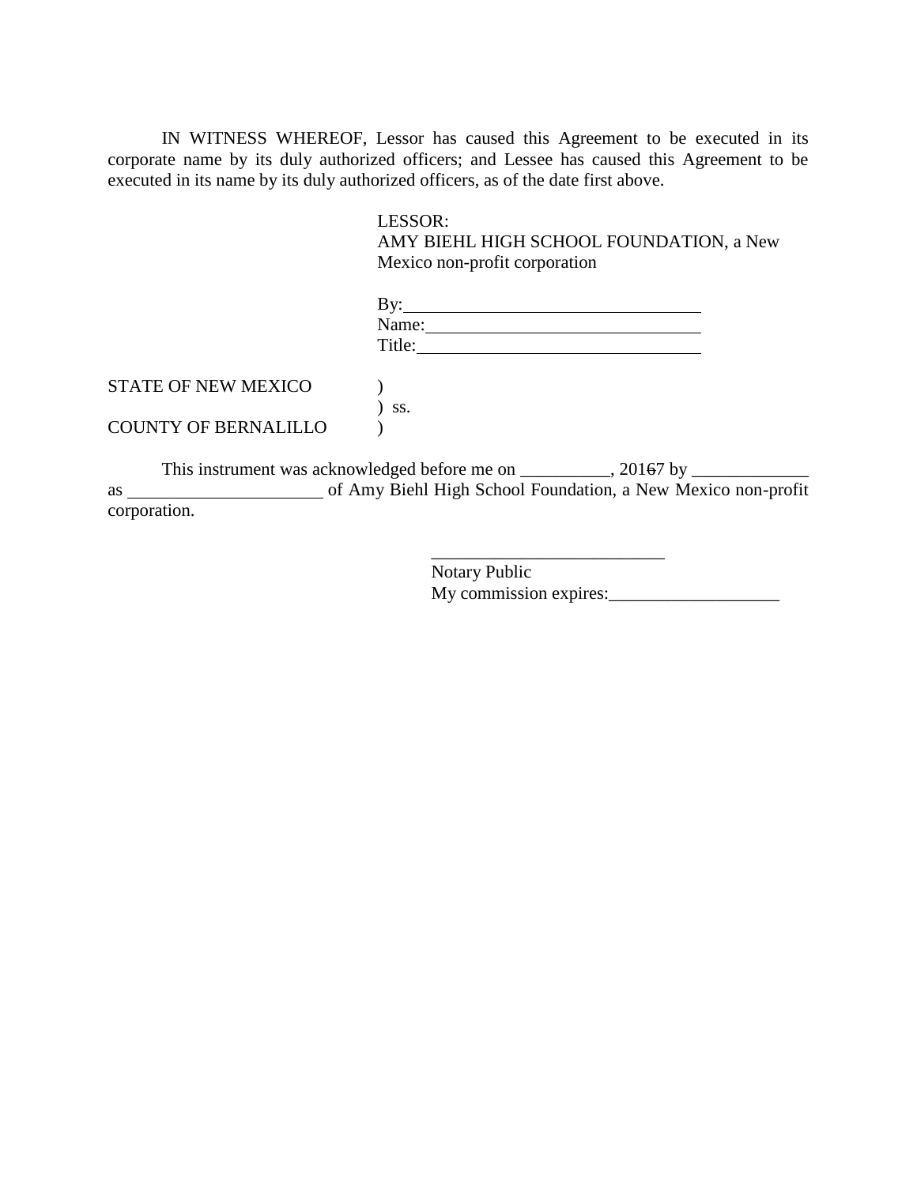IN WITNESS WHEREOF, Lessor has caused this Agreement to be executed in its corporate name by its duly authorized officers; and Lessee has caused this Agreement to be executed in its name by its duly authorized officers, as of the date first above.

LESSOR:
AMY BIEHL HIGH SCHOOL FOUNDATION, a New Mexico non-profit corporation

By:\_\_\_\_\_\_\_\_\_\_\_\_\_\_\_\_\_\_\_\_\_\_\_\_\_\_\_\_\_\_\_\_\_\_
Name:\_\_\_\_\_\_\_\_\_\_\_\_\_\_\_\_\_\_\_\_\_\_\_\_\_\_\_\_\_\_\_
Title:\_\_\_\_\_\_\_\_\_\_\_\_\_\_\_\_\_\_\_\_\_\_\_\_\_\_\_\_\_\_\_\_

STATE OF NEW MEXICO )
) ss.
COUNTY OF BERNALILLO )

This instrument was acknowledged before me on \_\_\_\_\_\_\_\_\_\_, 20~~16~~7 by \_\_\_\_\_\_\_\_\_\_\_\_\_ as \_\_\_\_\_\_\_\_\_\_\_\_\_\_\_\_\_\_\_\_\_\_ of Amy Biehl High School Foundation, a New Mexico non-profit corporation.

\_\_\_\_\_\_\_\_\_\_\_\_\_\_\_\_\_\_\_\_\_\_\_\_\_\_\_
Notary Public
My commission expires:\_\_\_\_\_\_\_\_\_\_\_\_\_\_\_\_\_\_\_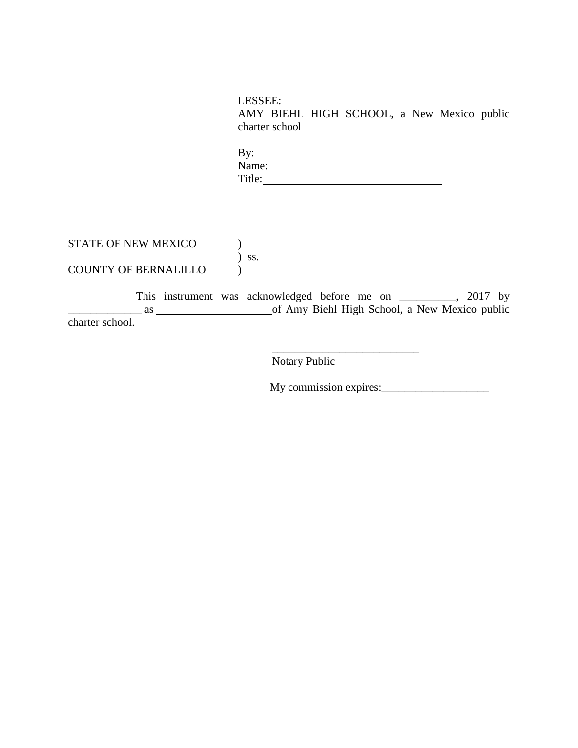LESSEE:
AMY BIEHL HIGH SCHOOL, a New Mexico public charter school

By:\_\_\_\_\_\_\_\_\_\_\_\_\_\_\_\_\_\_\_\_\_\_\_\_\_\_\_\_\_\_\_\_
Name:\_\_\_\_\_\_\_\_\_\_\_\_\_\_\_\_\_\_\_\_\_\_\_\_\_\_\_\_\_\_
Title:\_\_\_\_\_\_\_\_\_\_\_\_\_\_\_\_\_\_\_\_\_\_\_\_\_\_\_\_\_\_\_

STATE OF NEW MEXICO )
) ss.
COUNTY OF BERNALILLO )

This instrument was acknowledged before me on __________, 2017 by _____________ as ____________________of Amy Biehl High School, a New Mexico public charter school.

__________________________
Notary Public

My commission expires:___________________